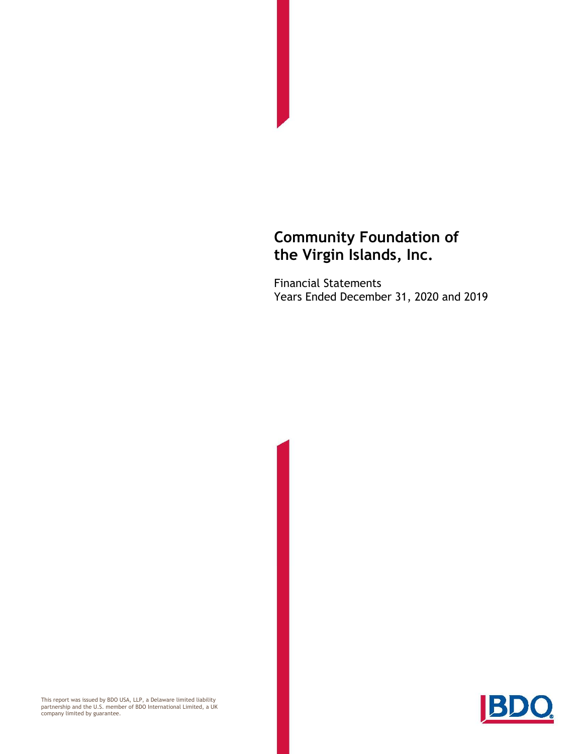# Community Foundation of the Virgin Islands, Inc.

Financial Statements
Years Ended December 31, 2020 and 2019

This report was issued by BDO USA, LLP, a Delaware limited liability partnership and the U.S. member of BDO International Limited, a UK company limited by guarantee.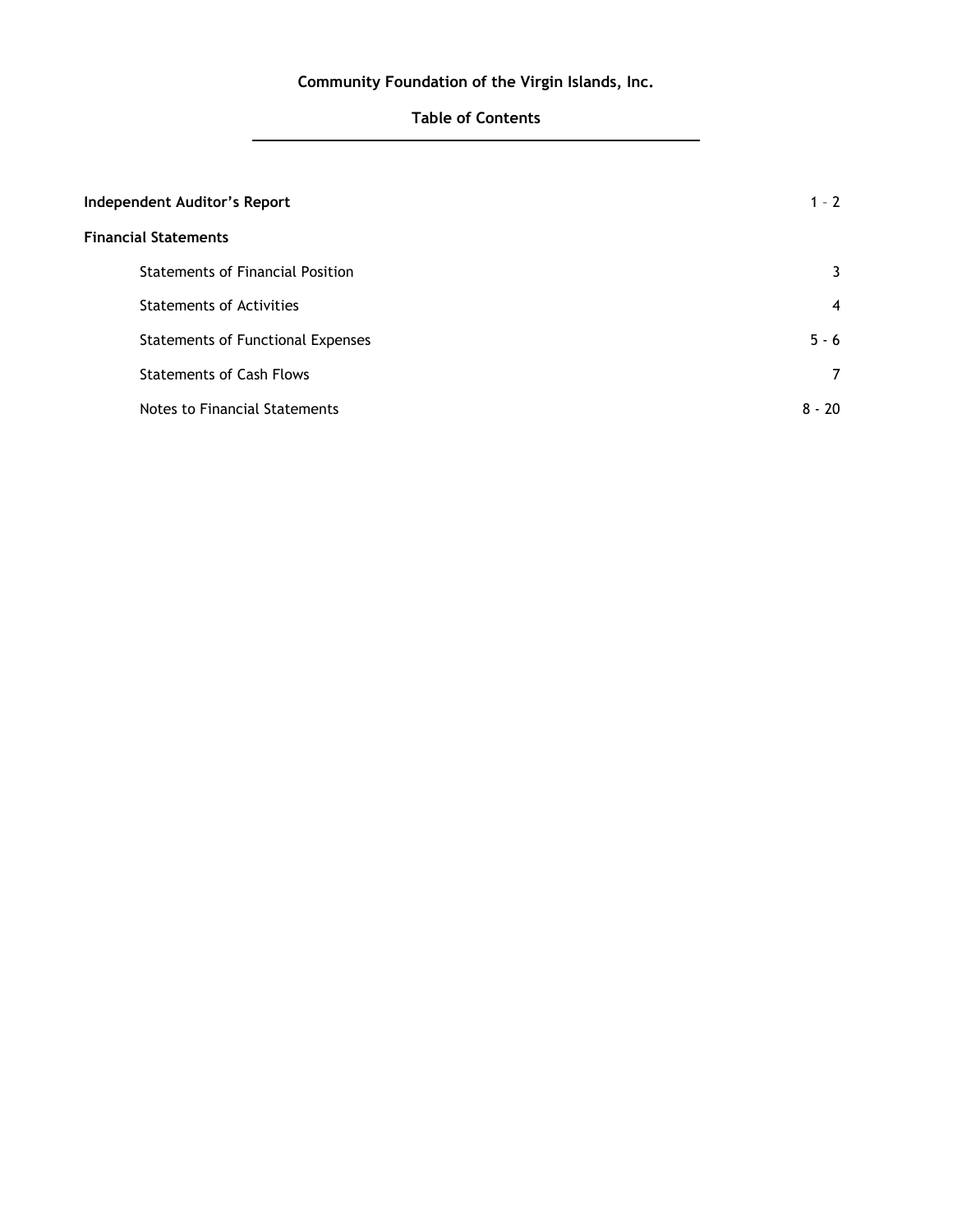# Community Foundation of the Virgin Islands, Inc.

## Table of Contents

| | |
|---|---|
| **Independent Auditor's Report** | 1 – 2 |
| **Financial Statements** | |
| Statements of Financial Position | 3 |
| Statements of Activities | 4 |
| Statements of Functional Expenses | 5 - 6 |
| Statements of Cash Flows | 7 |
| Notes to Financial Statements | 8 - 20 |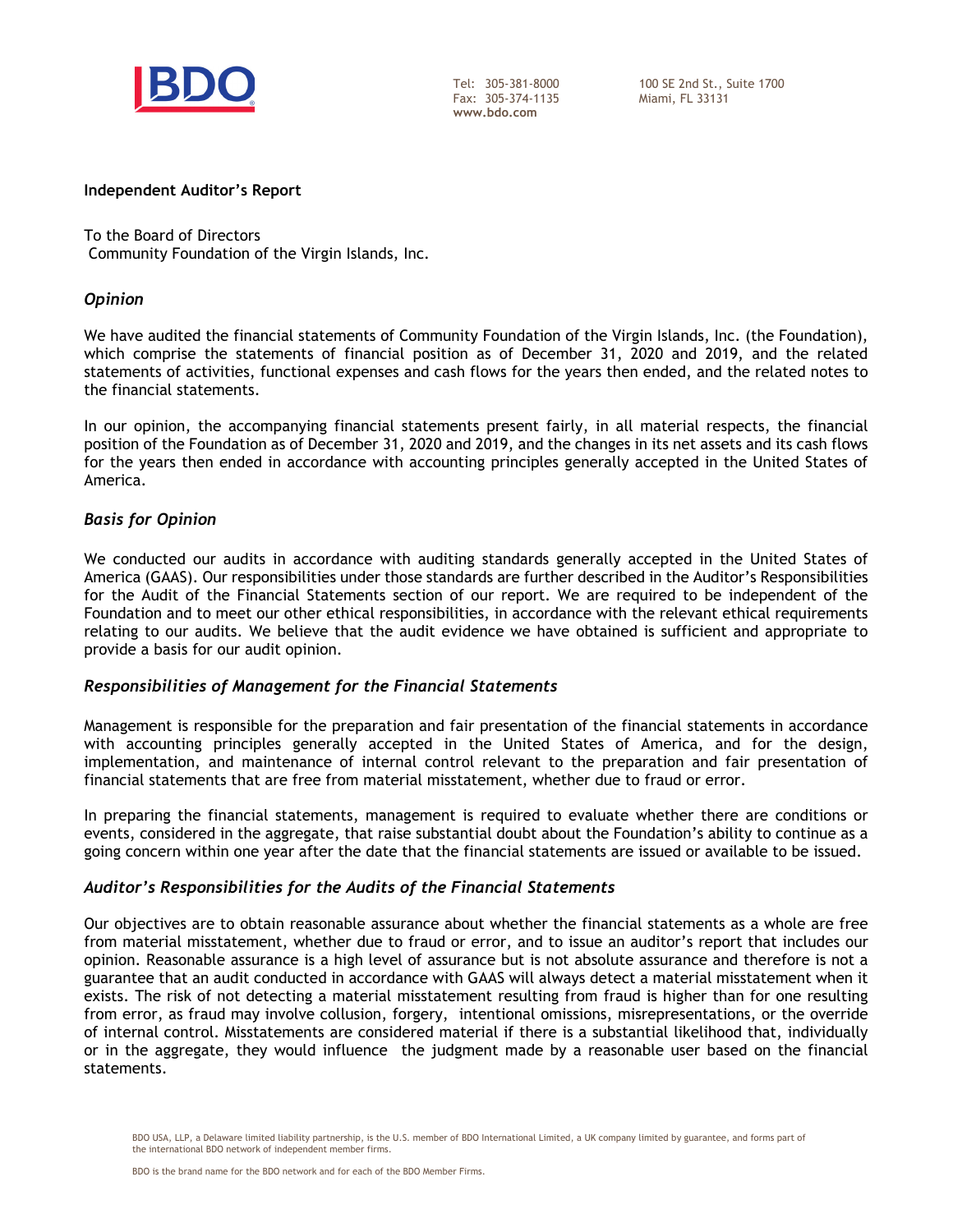BDO

Tel: 305-381-8000
Fax: 305-374-1135
**www.bdo.com**

100 SE 2nd St., Suite 1700
Miami, FL 33131

**Independent Auditor's Report**

To the Board of Directors
Community Foundation of the Virgin Islands, Inc.

## *Opinion*

We have audited the financial statements of Community Foundation of the Virgin Islands, Inc. (the Foundation), which comprise the statements of financial position as of December 31, 2020 and 2019, and the related statements of activities, functional expenses and cash flows for the years then ended, and the related notes to the financial statements.

In our opinion, the accompanying financial statements present fairly, in all material respects, the financial position of the Foundation as of December 31, 2020 and 2019, and the changes in its net assets and its cash flows for the years then ended in accordance with accounting principles generally accepted in the United States of America.

## *Basis for Opinion*

We conducted our audits in accordance with auditing standards generally accepted in the United States of America (GAAS). Our responsibilities under those standards are further described in the Auditor's Responsibilities for the Audit of the Financial Statements section of our report. We are required to be independent of the Foundation and to meet our other ethical responsibilities, in accordance with the relevant ethical requirements relating to our audits. We believe that the audit evidence we have obtained is sufficient and appropriate to provide a basis for our audit opinion.

## *Responsibilities of Management for the Financial Statements*

Management is responsible for the preparation and fair presentation of the financial statements in accordance with accounting principles generally accepted in the United States of America, and for the design, implementation, and maintenance of internal control relevant to the preparation and fair presentation of financial statements that are free from material misstatement, whether due to fraud or error.

In preparing the financial statements, management is required to evaluate whether there are conditions or events, considered in the aggregate, that raise substantial doubt about the Foundation's ability to continue as a going concern within one year after the date that the financial statements are issued or available to be issued.

## *Auditor's Responsibilities for the Audits of the Financial Statements*

Our objectives are to obtain reasonable assurance about whether the financial statements as a whole are free from material misstatement, whether due to fraud or error, and to issue an auditor's report that includes our opinion. Reasonable assurance is a high level of assurance but is not absolute assurance and therefore is not a guarantee that an audit conducted in accordance with GAAS will always detect a material misstatement when it exists. The risk of not detecting a material misstatement resulting from fraud is higher than for one resulting from error, as fraud may involve collusion, forgery, intentional omissions, misrepresentations, or the override of internal control. Misstatements are considered material if there is a substantial likelihood that, individually or in the aggregate, they would influence the judgment made by a reasonable user based on the financial statements.

BDO USA, LLP, a Delaware limited liability partnership, is the U.S. member of BDO International Limited, a UK company limited by guarantee, and forms part of the international BDO network of independent member firms.

BDO is the brand name for the BDO network and for each of the BDO Member Firms.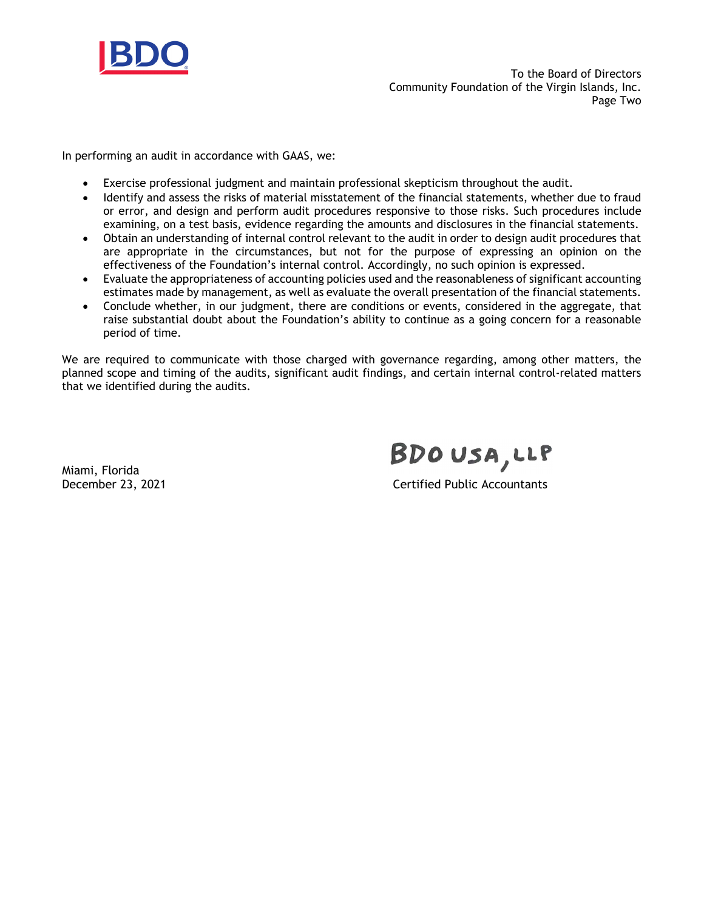In performing an audit in accordance with GAAS, we:

- Exercise professional judgment and maintain professional skepticism throughout the audit.
- Identify and assess the risks of material misstatement of the financial statements, whether due to fraud or error, and design and perform audit procedures responsive to those risks. Such procedures include examining, on a test basis, evidence regarding the amounts and disclosures in the financial statements.
- Obtain an understanding of internal control relevant to the audit in order to design audit procedures that are appropriate in the circumstances, but not for the purpose of expressing an opinion on the effectiveness of the Foundation's internal control. Accordingly, no such opinion is expressed.
- Evaluate the appropriateness of accounting policies used and the reasonableness of significant accounting estimates made by management, as well as evaluate the overall presentation of the financial statements.
- Conclude whether, in our judgment, there are conditions or events, considered in the aggregate, that raise substantial doubt about the Foundation's ability to continue as a going concern for a reasonable period of time.

We are required to communicate with those charged with governance regarding, among other matters, the planned scope and timing of the audits, significant audit findings, and certain internal control-related matters that we identified during the audits.

BDO USA, LLP

Certified Public Accountants

Miami, Florida
December 23, 2021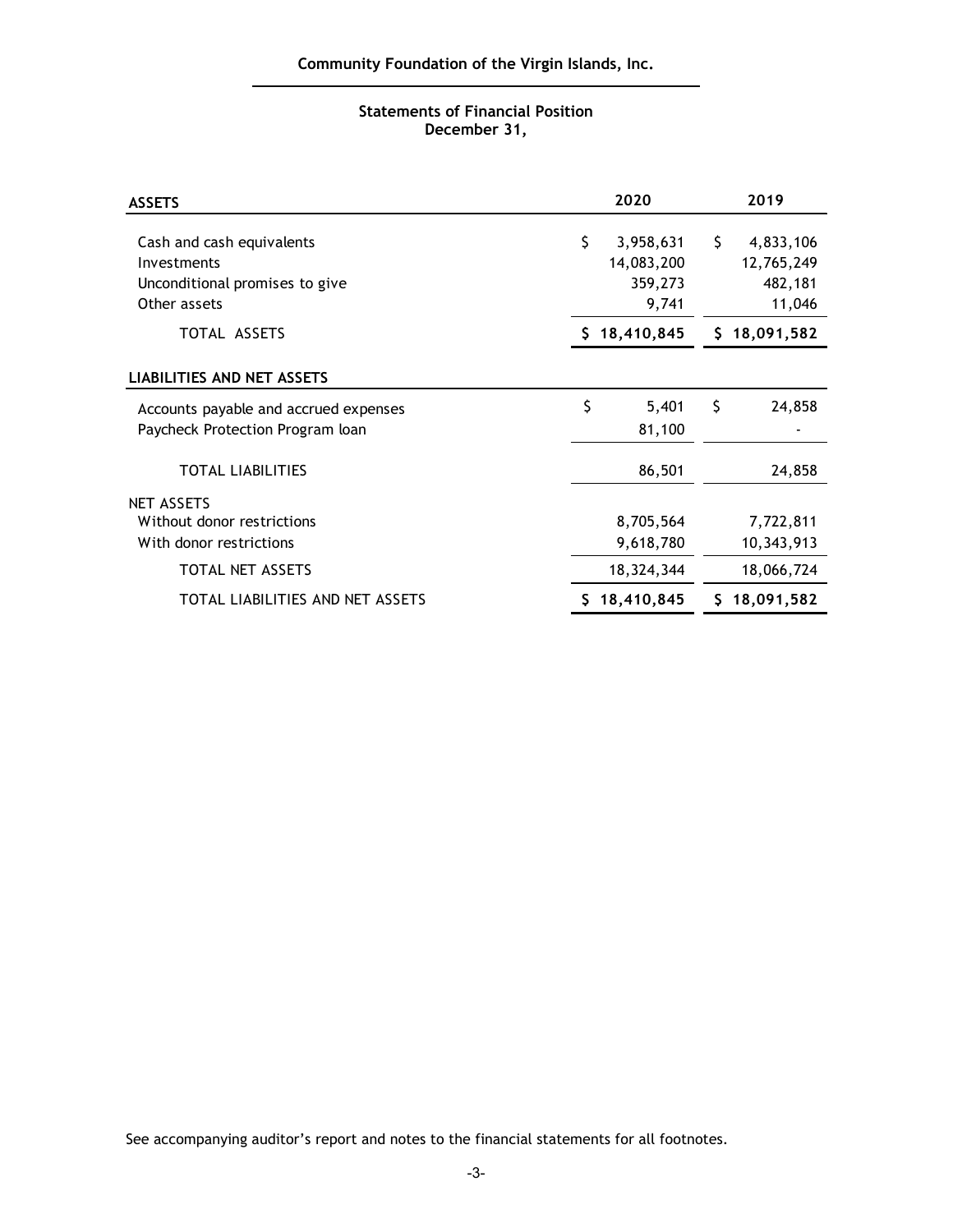## Community Foundation of the Virgin Islands, Inc.

### Statements of Financial Position
### December 31,

| ASSETS | 2020 | 2019 |
|---|---|---|
| Cash and cash equivalents | $ 3,958,631 | $ 4,833,106 |
| Investments | 14,083,200 | 12,765,249 |
| Unconditional promises to give | 359,273 | 482,181 |
| Other assets | 9,741 | 11,046 |
| TOTAL ASSETS | $ 18,410,845 | $ 18,091,582 |
| **LIABILITIES AND NET ASSETS** | | |
| Accounts payable and accrued expenses | $ 5,401 | $ 24,858 |
| Paycheck Protection Program loan | 81,100 | - |
| TOTAL LIABILITIES | 86,501 | 24,858 |
| NET ASSETS | | |
| Without donor restrictions | 8,705,564 | 7,722,811 |
| With donor restrictions | 9,618,780 | 10,343,913 |
| TOTAL NET ASSETS | 18,324,344 | 18,066,724 |
| TOTAL LIABILITIES AND NET ASSETS | $ 18,410,845 | $ 18,091,582 |

See accompanying auditor's report and notes to the financial statements for all footnotes.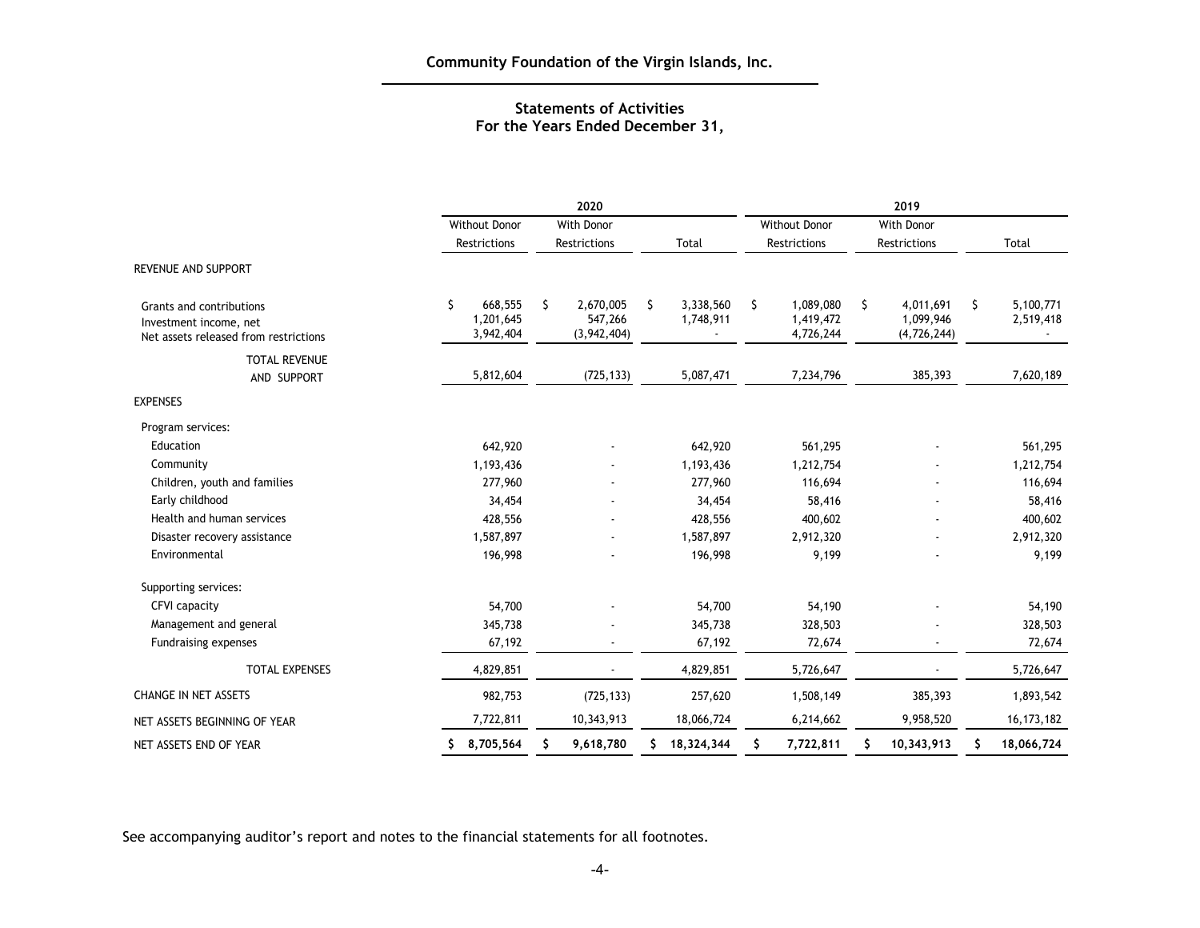# Community Foundation of the Virgin Islands, Inc.

## Statements of Activities
## For the Years Ended December 31,

| | 2020 | | | 2019 | | |
|---|---|---|---|---|---|---|
| | Without Donor Restrictions | With Donor Restrictions | Total | Without Donor Restrictions | With Donor Restrictions | Total |
| REVENUE AND SUPPORT | | | | | | |
| Grants and contributions | $ 668,555 | $ 2,670,005 | $ 3,338,560 | $ 1,089,080 | $ 4,011,691 | $ 5,100,771 |
| Investment income, net | 1,201,645 | 547,266 | 1,748,911 | 1,419,472 | 1,099,946 | 2,519,418 |
| Net assets released from restrictions | 3,942,404 | (3,942,404) | - | 4,726,244 | (4,726,244) | - |
| TOTAL REVENUE AND SUPPORT | 5,812,604 | (725,133) | 5,087,471 | 7,234,796 | 385,393 | 7,620,189 |
| EXPENSES | | | | | | |
| Program services: | | | | | | |
| Education | 642,920 | - | 642,920 | 561,295 | - | 561,295 |
| Community | 1,193,436 | - | 1,193,436 | 1,212,754 | - | 1,212,754 |
| Children, youth and families | 277,960 | - | 277,960 | 116,694 | - | 116,694 |
| Early childhood | 34,454 | - | 34,454 | 58,416 | - | 58,416 |
| Health and human services | 428,556 | - | 428,556 | 400,602 | - | 400,602 |
| Disaster recovery assistance | 1,587,897 | - | 1,587,897 | 2,912,320 | - | 2,912,320 |
| Environmental | 196,998 | - | 196,998 | 9,199 | - | 9,199 |
| Supporting services: | | | | | | |
| CFVI capacity | 54,700 | - | 54,700 | 54,190 | - | 54,190 |
| Management and general | 345,738 | - | 345,738 | 328,503 | - | 328,503 |
| Fundraising expenses | 67,192 | - | 67,192 | 72,674 | - | 72,674 |
| TOTAL EXPENSES | 4,829,851 | - | 4,829,851 | 5,726,647 | - | 5,726,647 |
| CHANGE IN NET ASSETS | 982,753 | (725,133) | 257,620 | 1,508,149 | 385,393 | 1,893,542 |
| NET ASSETS BEGINNING OF YEAR | 7,722,811 | 10,343,913 | 18,066,724 | 6,214,662 | 9,958,520 | 16,173,182 |
| NET ASSETS END OF YEAR | **$ 8,705,564** | **$ 9,618,780** | **$ 18,324,344** | **$ 7,722,811** | **$ 10,343,913** | **$ 18,066,724** |

See accompanying auditor's report and notes to the financial statements for all footnotes.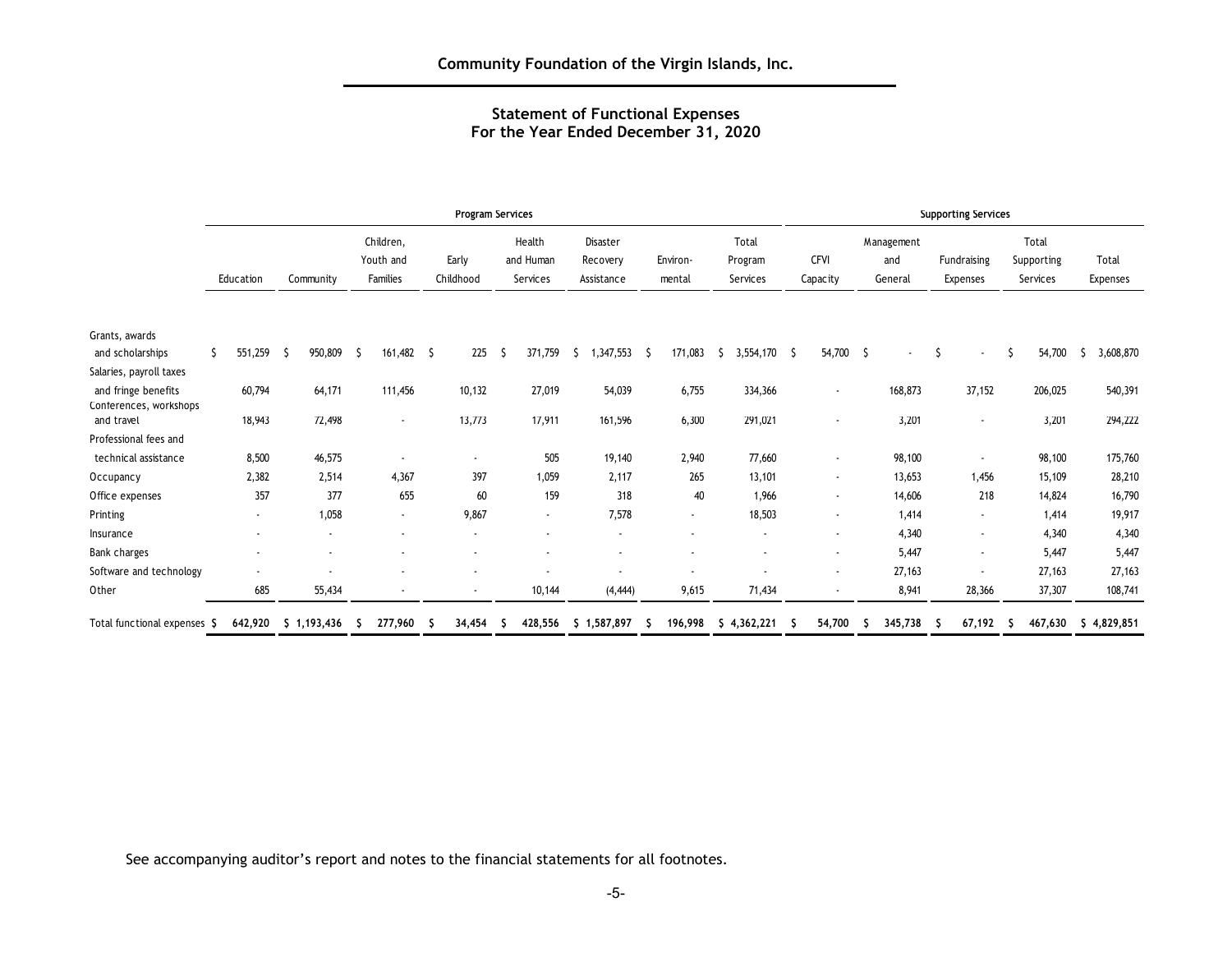## Community Foundation of the Virgin Islands, Inc.

### Statement of Functional Expenses
### For the Year Ended December 31, 2020

| | Program Services | | | | | | | | Supporting Services | | | | |
|---|---|---|---|---|---|---|---|---|---|---|---|---|---|
| | Education | Community | Children, Youth and Families | Early Childhood | Health and Human Services | Disaster Recovery Assistance | Environ-mental | Total Program Services | CFVI Capacity | Management and General | Fundraising Expenses | Total Supporting Services | Total Expenses |
| Grants, awards and scholarships | $ 551,259 | $ 950,809 | $ 161,482 | $ 225 | $ 371,759 | $ 1,347,553 | $ 171,083 | $ 3,554,170 | $ 54,700 | $ - | $ - | $ 54,700 | $ 3,608,870 |
| Salaries, payroll taxes and fringe benefits | 60,794 | 64,171 | 111,456 | 10,132 | 27,019 | 54,039 | 6,755 | 334,366 | - | 168,873 | 37,152 | 206,025 | 540,391 |
| Conferences, workshops and travel | 18,943 | 72,498 | - | 13,773 | 17,911 | 161,596 | 6,300 | 291,021 | - | 3,201 | - | 3,201 | 294,222 |
| Professional fees and technical assistance | 8,500 | 46,575 | - | - | 505 | 19,140 | 2,940 | 77,660 | - | 98,100 | - | 98,100 | 175,760 |
| Occupancy | 2,382 | 2,514 | 4,367 | 397 | 1,059 | 2,117 | 265 | 13,101 | - | 13,653 | 1,456 | 15,109 | 28,210 |
| Office expenses | 357 | 377 | 655 | 60 | 159 | 318 | 40 | 1,966 | - | 14,606 | 218 | 14,824 | 16,790 |
| Printing | - | 1,058 | - | 9,867 | - | 7,578 | - | 18,503 | - | 1,414 | - | 1,414 | 19,917 |
| Insurance | - | - | - | - | - | - | - | - | - | 4,340 | - | 4,340 | 4,340 |
| Bank charges | - | - | - | - | - | - | - | - | - | 5,447 | - | 5,447 | 5,447 |
| Software and technology | - | - | - | - | - | - | - | - | - | 27,163 | - | 27,163 | 27,163 |
| Other | 685 | 55,434 | - | - | 10,144 | (4,444) | 9,615 | 71,434 | - | 8,941 | 28,366 | 37,307 | 108,741 |
| Total functional expenses | $ 642,920 | $ 1,193,436 | $ 277,960 | $ 34,454 | $ 428,556 | $ 1,587,897 | $ 196,998 | $ 4,362,221 | $ 54,700 | $ 345,738 | $ 67,192 | $ 467,630 | $ 4,829,851 |

See accompanying auditor's report and notes to the financial statements for all footnotes.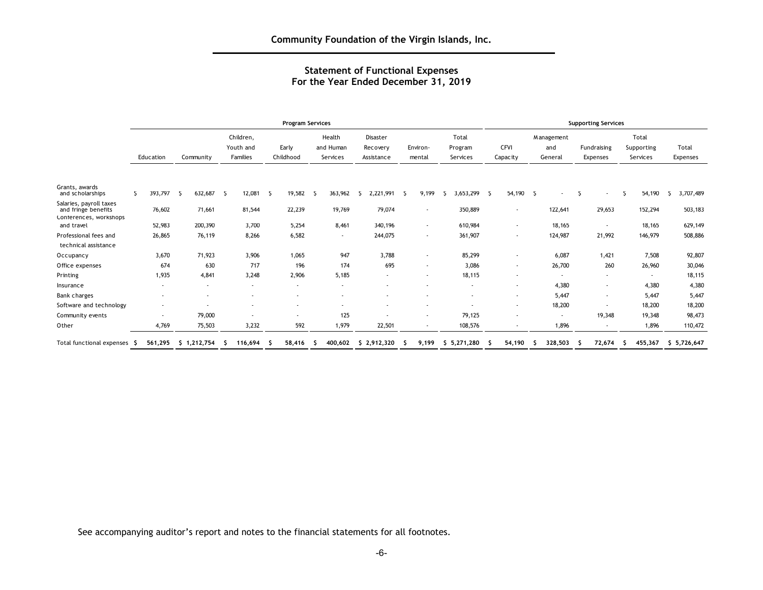## Community Foundation of the Virgin Islands, Inc.

### Statement of Functional Expenses
### For the Year Ended December 31, 2019

| | Program Services | | | | | | | | Supporting Services | | | | |
|---|---|---|---|---|---|---|---|---|---|---|---|---|---|
| | Education | Community | Children, Youth and Families | Early Childhood | Health and Human Services | Disaster Recovery Assistance | Environ-mental | Total Program Services | CFVI Capacity | Management and General | Fundraising Expenses | Total Supporting Services | Total Expenses |
| Grants, awards and scholarships | $ 393,797 | $ 632,687 | $ 12,081 | $ 19,582 | $ 363,962 | $ 2,221,991 | $ 9,199 | $ 3,653,299 | $ 54,190 | $ - | $ - | $ 54,190 | $ 3,707,489 |
| Salaries, payroll taxes and fringe benefits | 76,602 | 71,661 | 81,544 | 22,239 | 19,769 | 79,074 | - | 350,889 | - | 122,641 | 29,653 | 152,294 | 503,183 |
| Conferences, workshops and travel | 52,983 | 200,390 | 3,700 | 5,254 | 8,461 | 340,196 | - | 610,984 | - | 18,165 | - | 18,165 | 629,149 |
| Professional fees and technical assistance | 26,865 | 76,119 | 8,266 | 6,582 | - | 244,075 | - | 361,907 | - | 124,987 | 21,992 | 146,979 | 508,886 |
| Occupancy | 3,670 | 71,923 | 3,906 | 1,065 | 947 | 3,788 | - | 85,299 | - | 6,087 | 1,421 | 7,508 | 92,807 |
| Office expenses | 674 | 630 | 717 | 196 | 174 | 695 | - | 3,086 | - | 26,700 | 260 | 26,960 | 30,046 |
| Printing | 1,935 | 4,841 | 3,248 | 2,906 | 5,185 | - | - | 18,115 | - | - | - | - | 18,115 |
| Insurance | - | - | - | - | - | - | - | - | - | 4,380 | - | 4,380 | 4,380 |
| Bank charges | - | - | - | - | - | - | - | - | - | 5,447 | - | 5,447 | 5,447 |
| Software and technology | - | - | - | - | - | - | - | - | - | 18,200 | - | 18,200 | 18,200 |
| Community events | - | 79,000 | - | - | 125 | - | - | 79,125 | - | - | 19,348 | 19,348 | 98,473 |
| Other | 4,769 | 75,503 | 3,232 | 592 | 1,979 | 22,501 | - | 108,576 | - | 1,896 | - | 1,896 | 110,472 |
| Total functional expenses | $ 561,295 | $ 1,212,754 | $ 116,694 | $ 58,416 | $ 400,602 | $ 2,912,320 | $ 9,199 | $ 5,271,280 | $ 54,190 | $ 328,503 | $ 72,674 | $ 455,367 | $ 5,726,647 |

See accompanying auditor's report and notes to the financial statements for all footnotes.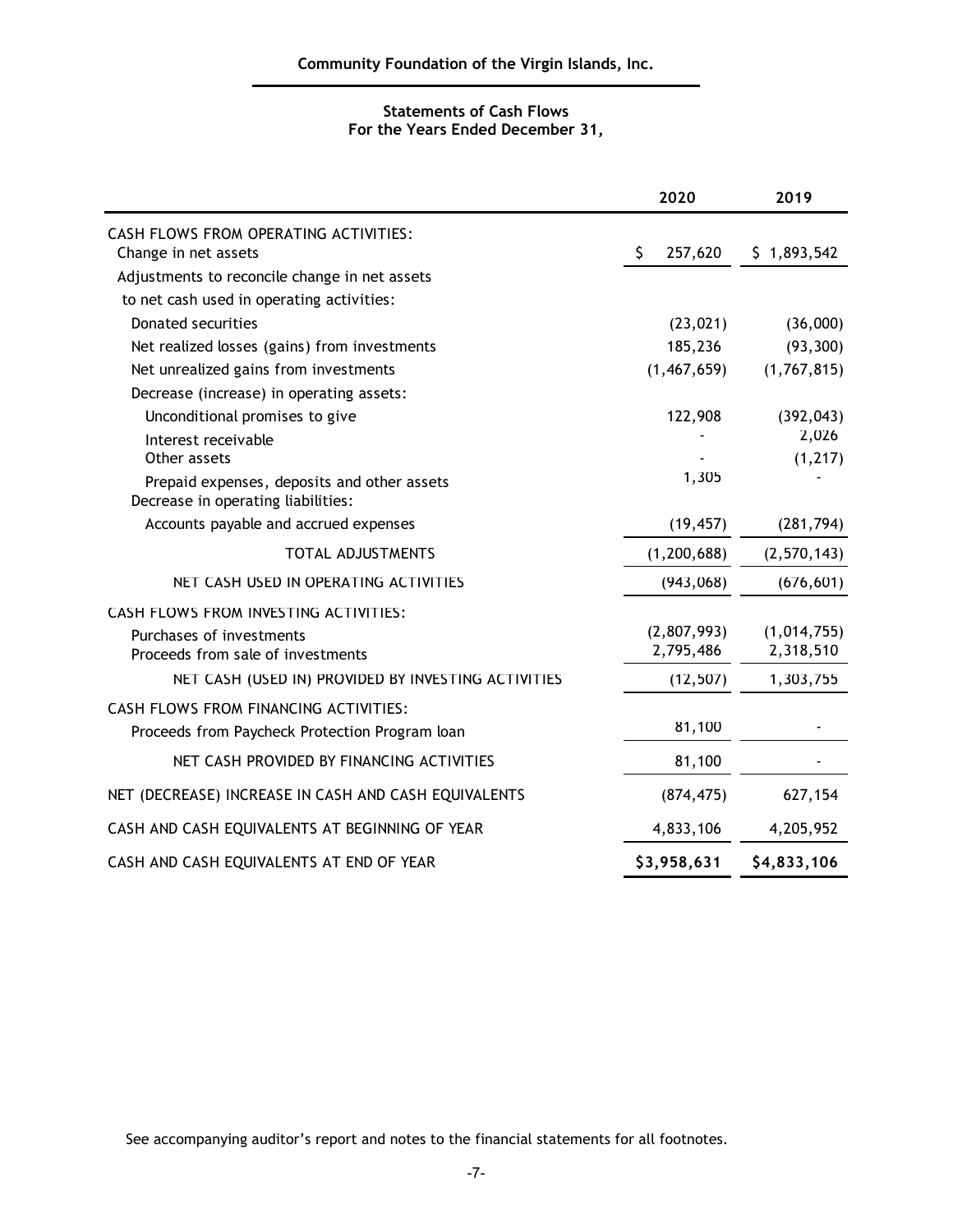**Community Foundation of the Virgin Islands, Inc.**

**Statements of Cash Flows**
**For the Years Ended December 31,**

| | 2020 | 2019 |
|---|---|---|
| CASH FLOWS FROM OPERATING ACTIVITIES: | | |
| Change in net assets | $ 257,620 | $ 1,893,542 |
| Adjustments to reconcile change in net assets | | |
| to net cash used in operating activities: | | |
| Donated securities | (23,021) | (36,000) |
| Net realized losses (gains) from investments | 185,236 | (93,300) |
| Net unrealized gains from investments | (1,467,659) | (1,767,815) |
| Decrease (increase) in operating assets: | | |
| Unconditional promises to give | 122,908 | (392,043) |
| Interest receivable | - | 2,026 |
| Other assets | - | (1,217) |
| Prepaid expenses, deposits and other assets | 1,305 | - |
| Decrease in operating liabilities: | | |
| Accounts payable and accrued expenses | (19,457) | (281,794) |
| TOTAL ADJUSTMENTS | (1,200,688) | (2,570,143) |
| NET CASH USED IN OPERATING ACTIVITIES | (943,068) | (676,601) |
| CASH FLOWS FROM INVESTING ACTIVITIES: | | |
| Purchases of investments | (2,807,993) | (1,014,755) |
| Proceeds from sale of investments | 2,795,486 | 2,318,510 |
| NET CASH (USED IN) PROVIDED BY INVESTING ACTIVITIES | (12,507) | 1,303,755 |
| CASH FLOWS FROM FINANCING ACTIVITIES: | | |
| Proceeds from Paycheck Protection Program loan | 81,100 | - |
| NET CASH PROVIDED BY FINANCING ACTIVITIES | 81,100 | - |
| NET (DECREASE) INCREASE IN CASH AND CASH EQUIVALENTS | (874,475) | 627,154 |
| CASH AND CASH EQUIVALENTS AT BEGINNING OF YEAR | 4,833,106 | 4,205,952 |
| CASH AND CASH EQUIVALENTS AT END OF YEAR | **$3,958,631** | **$4,833,106** |

See accompanying auditor's report and notes to the financial statements for all footnotes.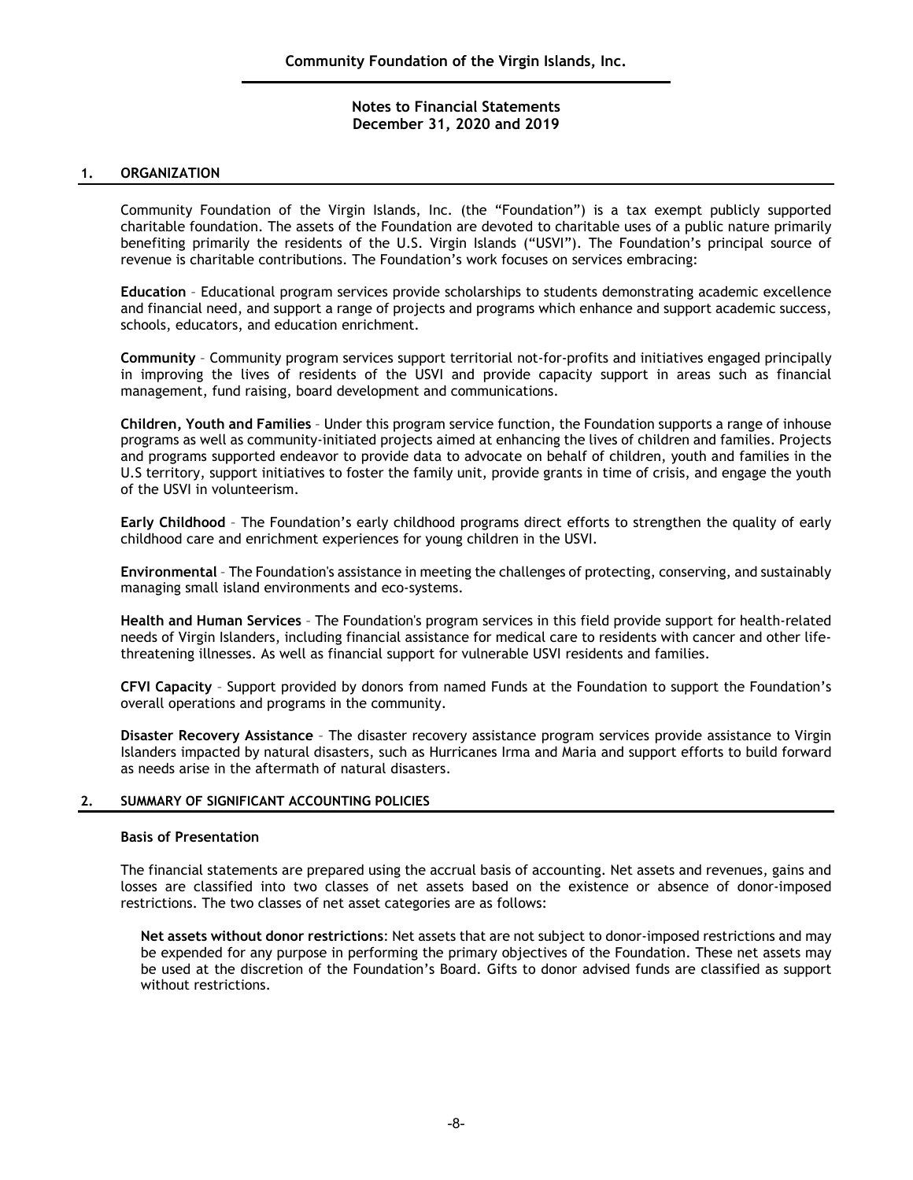**Community Foundation of the Virgin Islands, Inc.**

**Notes to Financial Statements**
**December 31, 2020 and 2019**

## 1. ORGANIZATION

Community Foundation of the Virgin Islands, Inc. (the "Foundation") is a tax exempt publicly supported charitable foundation. The assets of the Foundation are devoted to charitable uses of a public nature primarily benefiting primarily the residents of the U.S. Virgin Islands ("USVI"). The Foundation's principal source of revenue is charitable contributions. The Foundation's work focuses on services embracing:

**Education** – Educational program services provide scholarships to students demonstrating academic excellence and financial need, and support a range of projects and programs which enhance and support academic success, schools, educators, and education enrichment.

**Community** – Community program services support territorial not-for-profits and initiatives engaged principally in improving the lives of residents of the USVI and provide capacity support in areas such as financial management, fund raising, board development and communications.

**Children, Youth and Families** – Under this program service function, the Foundation supports a range of inhouse programs as well as community-initiated projects aimed at enhancing the lives of children and families. Projects and programs supported endeavor to provide data to advocate on behalf of children, youth and families in the U.S territory, support initiatives to foster the family unit, provide grants in time of crisis, and engage the youth of the USVI in volunteerism.

**Early Childhood** – The Foundation's early childhood programs direct efforts to strengthen the quality of early childhood care and enrichment experiences for young children in the USVI.

**Environmental** – The Foundation's assistance in meeting the challenges of protecting, conserving, and sustainably managing small island environments and eco-systems.

**Health and Human Services** – The Foundation's program services in this field provide support for health-related needs of Virgin Islanders, including financial assistance for medical care to residents with cancer and other life-threatening illnesses. As well as financial support for vulnerable USVI residents and families.

**CFVI Capacity** – Support provided by donors from named Funds at the Foundation to support the Foundation's overall operations and programs in the community.

**Disaster Recovery Assistance** – The disaster recovery assistance program services provide assistance to Virgin Islanders impacted by natural disasters, such as Hurricanes Irma and Maria and support efforts to build forward as needs arise in the aftermath of natural disasters.

## 2. SUMMARY OF SIGNIFICANT ACCOUNTING POLICIES

### Basis of Presentation

The financial statements are prepared using the accrual basis of accounting. Net assets and revenues, gains and losses are classified into two classes of net assets based on the existence or absence of donor-imposed restrictions. The two classes of net asset categories are as follows:

**Net assets without donor restrictions**: Net assets that are not subject to donor-imposed restrictions and may be expended for any purpose in performing the primary objectives of the Foundation. These net assets may be used at the discretion of the Foundation's Board. Gifts to donor advised funds are classified as support without restrictions.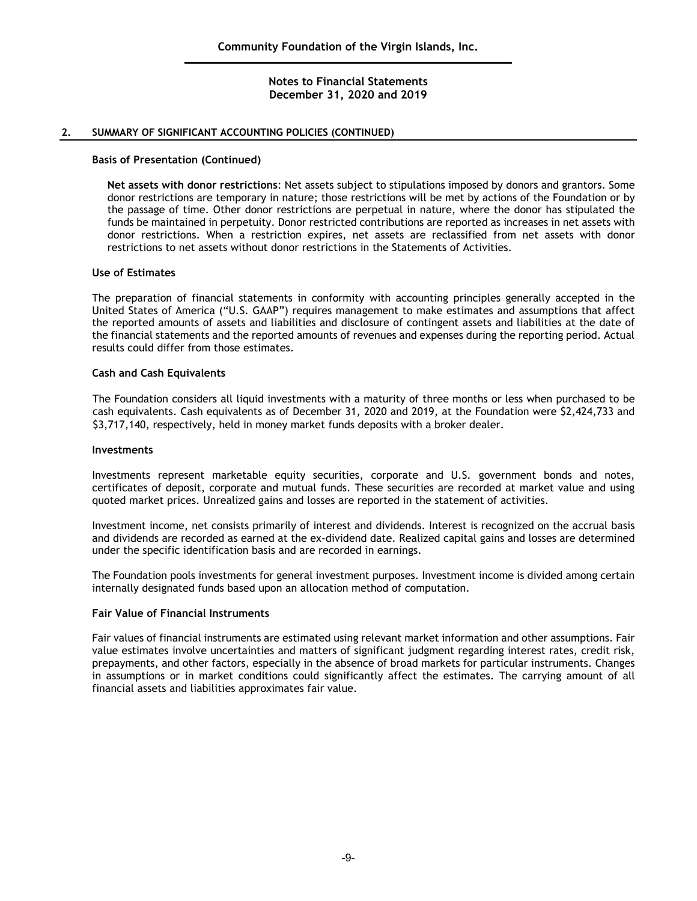## 2. SUMMARY OF SIGNIFICANT ACCOUNTING POLICIES (CONTINUED)

### Basis of Presentation (Continued)

**Net assets with donor restrictions**: Net assets subject to stipulations imposed by donors and grantors. Some donor restrictions are temporary in nature; those restrictions will be met by actions of the Foundation or by the passage of time. Other donor restrictions are perpetual in nature, where the donor has stipulated the funds be maintained in perpetuity. Donor restricted contributions are reported as increases in net assets with donor restrictions. When a restriction expires, net assets are reclassified from net assets with donor restrictions to net assets without donor restrictions in the Statements of Activities.

### Use of Estimates

The preparation of financial statements in conformity with accounting principles generally accepted in the United States of America ("U.S. GAAP") requires management to make estimates and assumptions that affect the reported amounts of assets and liabilities and disclosure of contingent assets and liabilities at the date of the financial statements and the reported amounts of revenues and expenses during the reporting period. Actual results could differ from those estimates.

### Cash and Cash Equivalents

The Foundation considers all liquid investments with a maturity of three months or less when purchased to be cash equivalents. Cash equivalents as of December 31, 2020 and 2019, at the Foundation were $2,424,733 and $3,717,140, respectively, held in money market funds deposits with a broker dealer.

### Investments

Investments represent marketable equity securities, corporate and U.S. government bonds and notes, certificates of deposit, corporate and mutual funds. These securities are recorded at market value and using quoted market prices. Unrealized gains and losses are reported in the statement of activities.

Investment income, net consists primarily of interest and dividends. Interest is recognized on the accrual basis and dividends are recorded as earned at the ex-dividend date. Realized capital gains and losses are determined under the specific identification basis and are recorded in earnings.

The Foundation pools investments for general investment purposes. Investment income is divided among certain internally designated funds based upon an allocation method of computation.

### Fair Value of Financial Instruments

Fair values of financial instruments are estimated using relevant market information and other assumptions. Fair value estimates involve uncertainties and matters of significant judgment regarding interest rates, credit risk, prepayments, and other factors, especially in the absence of broad markets for particular instruments. Changes in assumptions or in market conditions could significantly affect the estimates. The carrying amount of all financial assets and liabilities approximates fair value.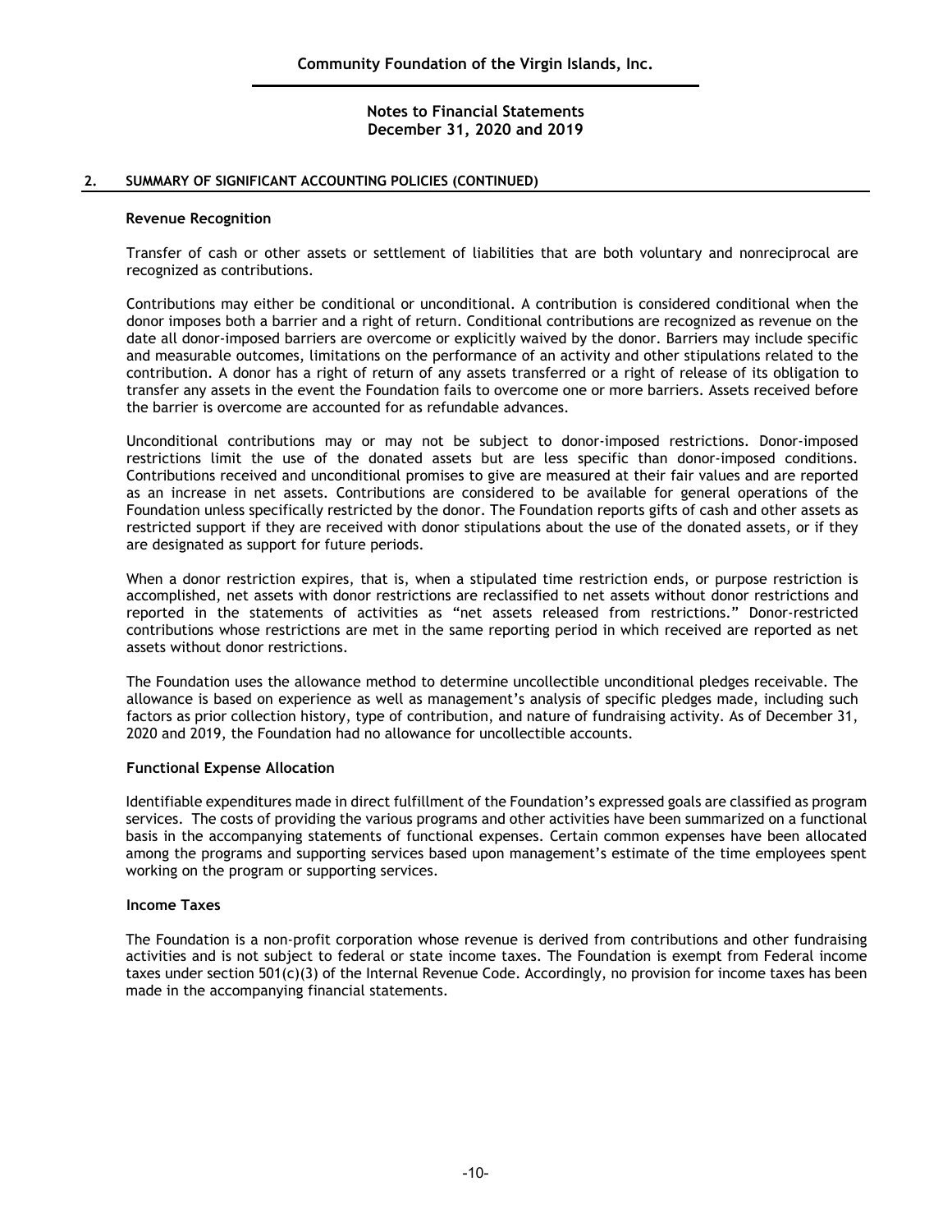## 2. SUMMARY OF SIGNIFICANT ACCOUNTING POLICIES (CONTINUED)

### Revenue Recognition

Transfer of cash or other assets or settlement of liabilities that are both voluntary and nonreciprocal are recognized as contributions.

Contributions may either be conditional or unconditional. A contribution is considered conditional when the donor imposes both a barrier and a right of return. Conditional contributions are recognized as revenue on the date all donor-imposed barriers are overcome or explicitly waived by the donor. Barriers may include specific and measurable outcomes, limitations on the performance of an activity and other stipulations related to the contribution. A donor has a right of return of any assets transferred or a right of release of its obligation to transfer any assets in the event the Foundation fails to overcome one or more barriers. Assets received before the barrier is overcome are accounted for as refundable advances.

Unconditional contributions may or may not be subject to donor-imposed restrictions. Donor-imposed restrictions limit the use of the donated assets but are less specific than donor-imposed conditions. Contributions received and unconditional promises to give are measured at their fair values and are reported as an increase in net assets. Contributions are considered to be available for general operations of the Foundation unless specifically restricted by the donor. The Foundation reports gifts of cash and other assets as restricted support if they are received with donor stipulations about the use of the donated assets, or if they are designated as support for future periods.

When a donor restriction expires, that is, when a stipulated time restriction ends, or purpose restriction is accomplished, net assets with donor restrictions are reclassified to net assets without donor restrictions and reported in the statements of activities as "net assets released from restrictions." Donor-restricted contributions whose restrictions are met in the same reporting period in which received are reported as net assets without donor restrictions.

The Foundation uses the allowance method to determine uncollectible unconditional pledges receivable. The allowance is based on experience as well as management's analysis of specific pledges made, including such factors as prior collection history, type of contribution, and nature of fundraising activity. As of December 31, 2020 and 2019, the Foundation had no allowance for uncollectible accounts.

### Functional Expense Allocation

Identifiable expenditures made in direct fulfillment of the Foundation's expressed goals are classified as program services. The costs of providing the various programs and other activities have been summarized on a functional basis in the accompanying statements of functional expenses. Certain common expenses have been allocated among the programs and supporting services based upon management's estimate of the time employees spent working on the program or supporting services.

### Income Taxes

The Foundation is a non-profit corporation whose revenue is derived from contributions and other fundraising activities and is not subject to federal or state income taxes. The Foundation is exempt from Federal income taxes under section 501(c)(3) of the Internal Revenue Code. Accordingly, no provision for income taxes has been made in the accompanying financial statements.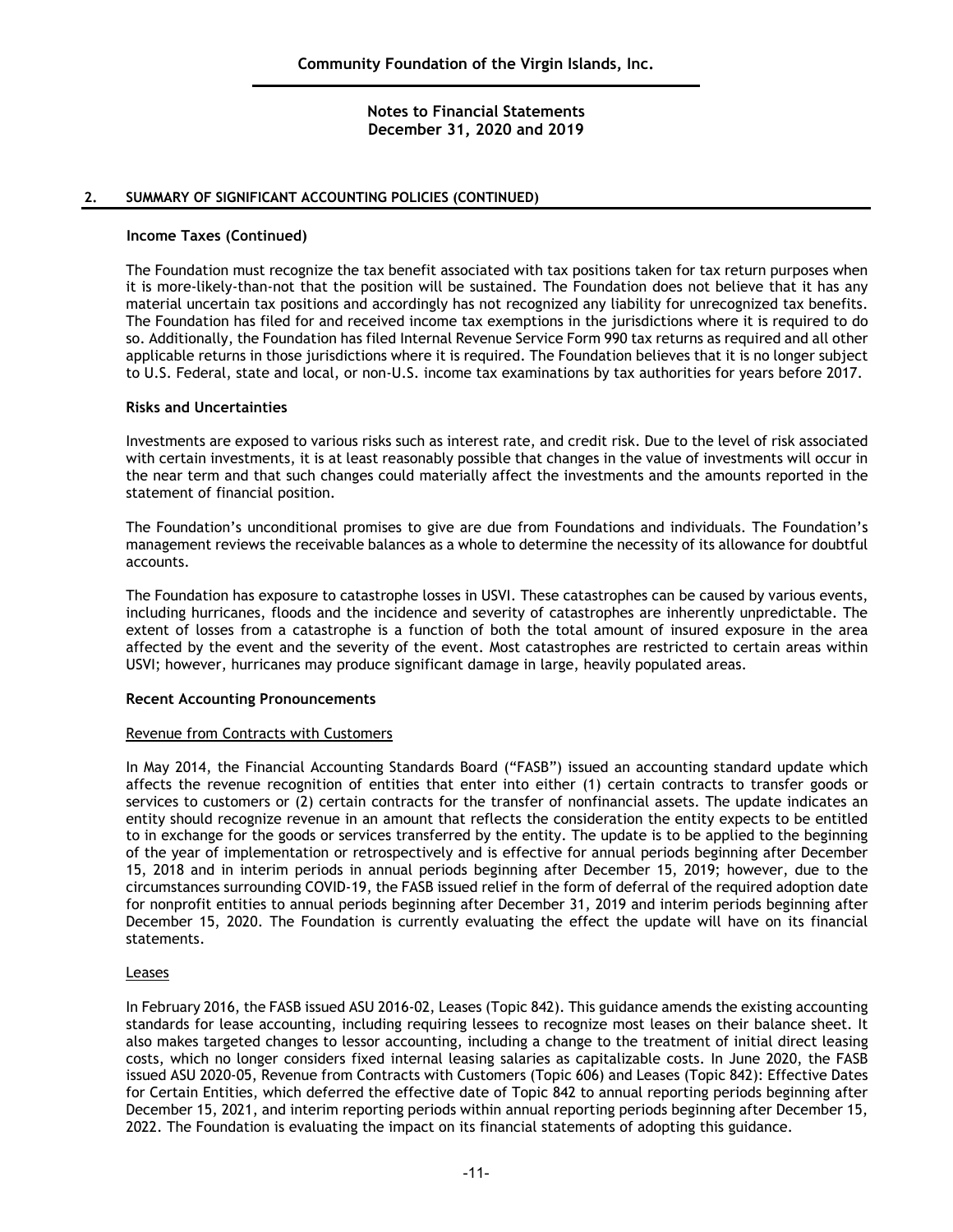## 2. SUMMARY OF SIGNIFICANT ACCOUNTING POLICIES (CONTINUED)

### Income Taxes (Continued)

The Foundation must recognize the tax benefit associated with tax positions taken for tax return purposes when it is more-likely-than-not that the position will be sustained. The Foundation does not believe that it has any material uncertain tax positions and accordingly has not recognized any liability for unrecognized tax benefits. The Foundation has filed for and received income tax exemptions in the jurisdictions where it is required to do so. Additionally, the Foundation has filed Internal Revenue Service Form 990 tax returns as required and all other applicable returns in those jurisdictions where it is required. The Foundation believes that it is no longer subject to U.S. Federal, state and local, or non-U.S. income tax examinations by tax authorities for years before 2017.

### Risks and Uncertainties

Investments are exposed to various risks such as interest rate, and credit risk. Due to the level of risk associated with certain investments, it is at least reasonably possible that changes in the value of investments will occur in the near term and that such changes could materially affect the investments and the amounts reported in the statement of financial position.

The Foundation's unconditional promises to give are due from Foundations and individuals. The Foundation's management reviews the receivable balances as a whole to determine the necessity of its allowance for doubtful accounts.

The Foundation has exposure to catastrophe losses in USVI. These catastrophes can be caused by various events, including hurricanes, floods and the incidence and severity of catastrophes are inherently unpredictable. The extent of losses from a catastrophe is a function of both the total amount of insured exposure in the area affected by the event and the severity of the event. Most catastrophes are restricted to certain areas within USVI; however, hurricanes may produce significant damage in large, heavily populated areas.

### Recent Accounting Pronouncements

Revenue from Contracts with Customers

In May 2014, the Financial Accounting Standards Board ("FASB") issued an accounting standard update which affects the revenue recognition of entities that enter into either (1) certain contracts to transfer goods or services to customers or (2) certain contracts for the transfer of nonfinancial assets. The update indicates an entity should recognize revenue in an amount that reflects the consideration the entity expects to be entitled to in exchange for the goods or services transferred by the entity. The update is to be applied to the beginning of the year of implementation or retrospectively and is effective for annual periods beginning after December 15, 2018 and in interim periods in annual periods beginning after December 15, 2019; however, due to the circumstances surrounding COVID-19, the FASB issued relief in the form of deferral of the required adoption date for nonprofit entities to annual periods beginning after December 31, 2019 and interim periods beginning after December 15, 2020. The Foundation is currently evaluating the effect the update will have on its financial statements.

Leases

In February 2016, the FASB issued ASU 2016-02, Leases (Topic 842). This guidance amends the existing accounting standards for lease accounting, including requiring lessees to recognize most leases on their balance sheet. It also makes targeted changes to lessor accounting, including a change to the treatment of initial direct leasing costs, which no longer considers fixed internal leasing salaries as capitalizable costs. In June 2020, the FASB issued ASU 2020-05, Revenue from Contracts with Customers (Topic 606) and Leases (Topic 842): Effective Dates for Certain Entities, which deferred the effective date of Topic 842 to annual reporting periods beginning after December 15, 2021, and interim reporting periods within annual reporting periods beginning after December 15, 2022. The Foundation is evaluating the impact on its financial statements of adopting this guidance.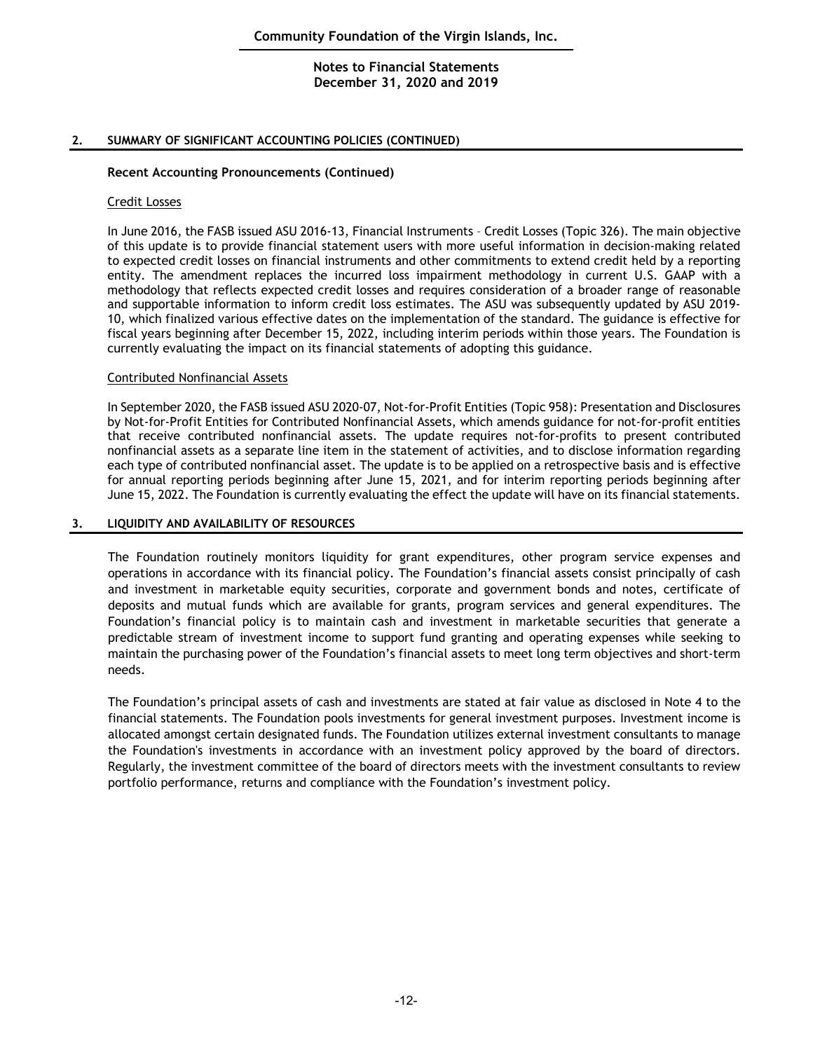## 2. SUMMARY OF SIGNIFICANT ACCOUNTING POLICIES (CONTINUED)

### Recent Accounting Pronouncements (Continued)

Credit Losses

In June 2016, the FASB issued ASU 2016-13, Financial Instruments – Credit Losses (Topic 326). The main objective of this update is to provide financial statement users with more useful information in decision-making related to expected credit losses on financial instruments and other commitments to extend credit held by a reporting entity. The amendment replaces the incurred loss impairment methodology in current U.S. GAAP with a methodology that reflects expected credit losses and requires consideration of a broader range of reasonable and supportable information to inform credit loss estimates. The ASU was subsequently updated by ASU 2019-10, which finalized various effective dates on the implementation of the standard. The guidance is effective for fiscal years beginning after December 15, 2022, including interim periods within those years. The Foundation is currently evaluating the impact on its financial statements of adopting this guidance.

Contributed Nonfinancial Assets

In September 2020, the FASB issued ASU 2020-07, Not-for-Profit Entities (Topic 958): Presentation and Disclosures by Not-for-Profit Entities for Contributed Nonfinancial Assets, which amends guidance for not-for-profit entities that receive contributed nonfinancial assets. The update requires not-for-profits to present contributed nonfinancial assets as a separate line item in the statement of activities, and to disclose information regarding each type of contributed nonfinancial asset. The update is to be applied on a retrospective basis and is effective for annual reporting periods beginning after June 15, 2021, and for interim reporting periods beginning after June 15, 2022. The Foundation is currently evaluating the effect the update will have on its financial statements.

## 3. LIQUIDITY AND AVAILABILITY OF RESOURCES

The Foundation routinely monitors liquidity for grant expenditures, other program service expenses and operations in accordance with its financial policy. The Foundation's financial assets consist principally of cash and investment in marketable equity securities, corporate and government bonds and notes, certificate of deposits and mutual funds which are available for grants, program services and general expenditures. The Foundation's financial policy is to maintain cash and investment in marketable securities that generate a predictable stream of investment income to support fund granting and operating expenses while seeking to maintain the purchasing power of the Foundation's financial assets to meet long term objectives and short-term needs.

The Foundation's principal assets of cash and investments are stated at fair value as disclosed in Note 4 to the financial statements. The Foundation pools investments for general investment purposes. Investment income is allocated amongst certain designated funds. The Foundation utilizes external investment consultants to manage the Foundation's investments in accordance with an investment policy approved by the board of directors. Regularly, the investment committee of the board of directors meets with the investment consultants to review portfolio performance, returns and compliance with the Foundation's investment policy.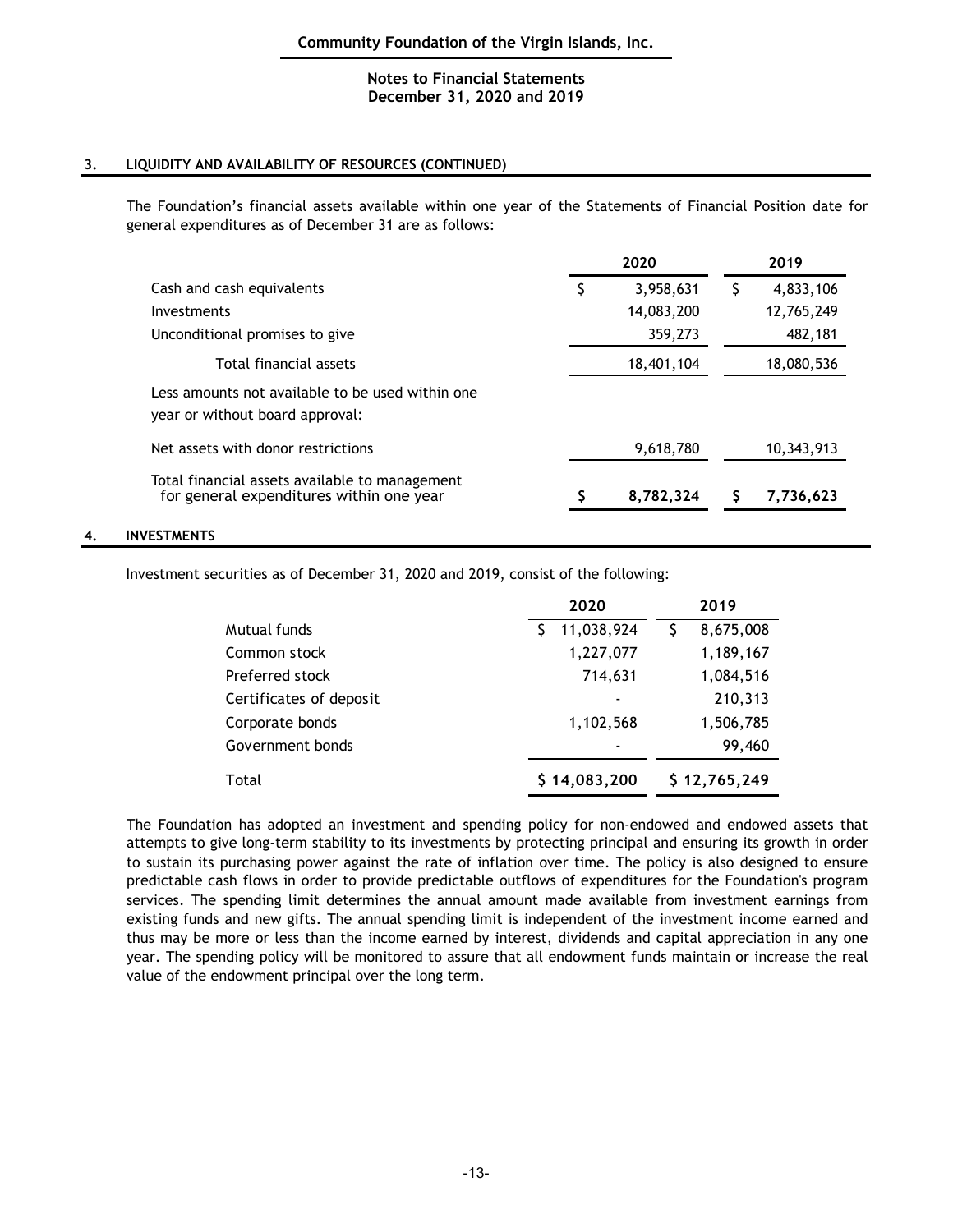### 3. LIQUIDITY AND AVAILABILITY OF RESOURCES (CONTINUED)

The Foundation's financial assets available within one year of the Statements of Financial Position date for general expenditures as of December 31 are as follows:

| | 2020 | 2019 |
|---|---|---|
| Cash and cash equivalents | $ 3,958,631 | $ 4,833,106 |
| Investments | 14,083,200 | 12,765,249 |
| Unconditional promises to give | 359,273 | 482,181 |
| Total financial assets | 18,401,104 | 18,080,536 |
| Less amounts not available to be used within one year or without board approval: | | |
| Net assets with donor restrictions | 9,618,780 | 10,343,913 |
| Total financial assets available to management for general expenditures within one year | **$ 8,782,324** | **$ 7,736,623** |

### 4. INVESTMENTS

Investment securities as of December 31, 2020 and 2019, consist of the following:

| | 2020 | 2019 |
|---|---|---|
| Mutual funds | $ 11,038,924 | $ 8,675,008 |
| Common stock | 1,227,077 | 1,189,167 |
| Preferred stock | 714,631 | 1,084,516 |
| Certificates of deposit | - | 210,313 |
| Corporate bonds | 1,102,568 | 1,506,785 |
| Government bonds | - | 99,460 |
| Total | **$ 14,083,200** | **$ 12,765,249** |

The Foundation has adopted an investment and spending policy for non-endowed and endowed assets that attempts to give long-term stability to its investments by protecting principal and ensuring its growth in order to sustain its purchasing power against the rate of inflation over time. The policy is also designed to ensure predictable cash flows in order to provide predictable outflows of expenditures for the Foundation's program services. The spending limit determines the annual amount made available from investment earnings from existing funds and new gifts. The annual spending limit is independent of the investment income earned and thus may be more or less than the income earned by interest, dividends and capital appreciation in any one year. The spending policy will be monitored to assure that all endowment funds maintain or increase the real value of the endowment principal over the long term.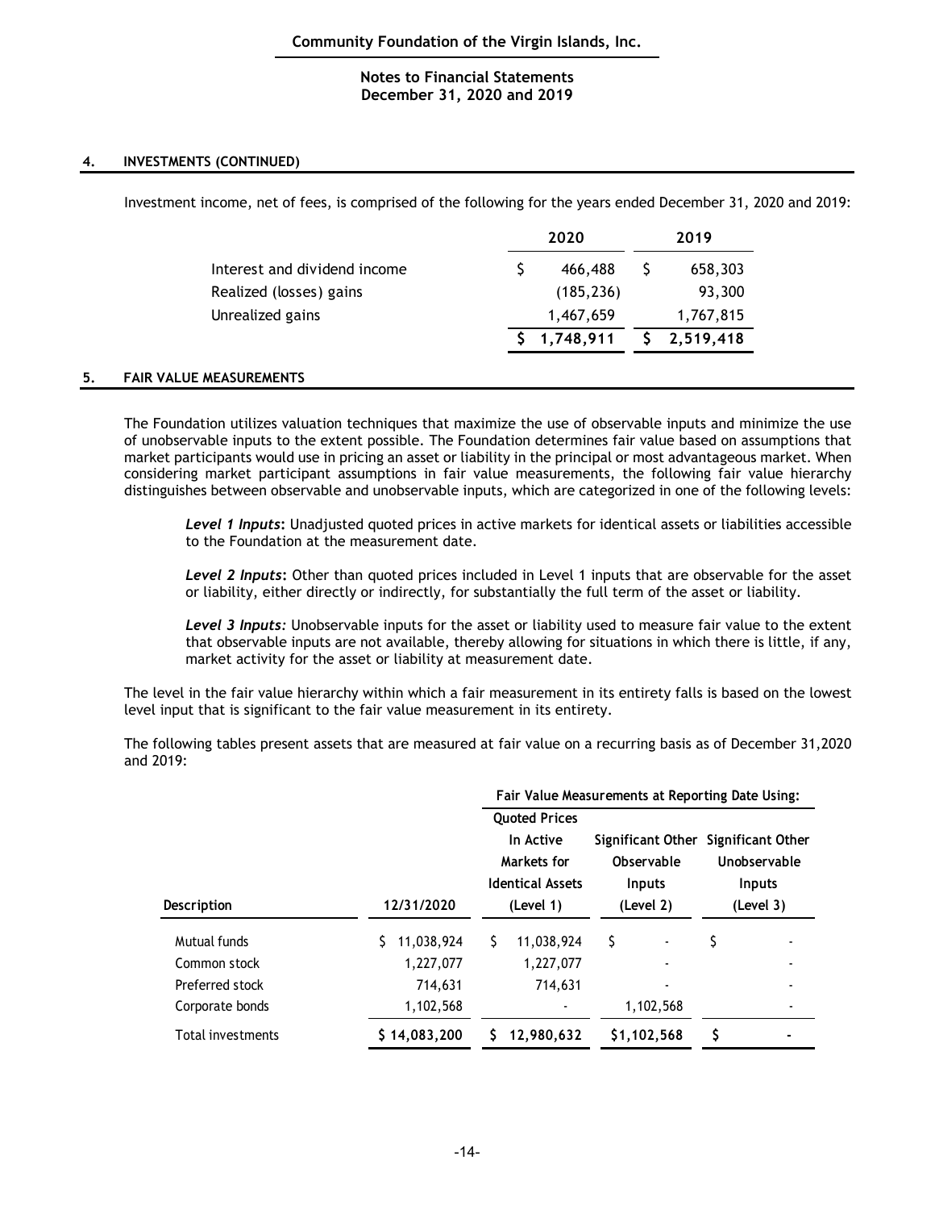## 4. INVESTMENTS (CONTINUED)

Investment income, net of fees, is comprised of the following for the years ended December 31, 2020 and 2019:

| | 2020 | 2019 |
|---|---|---|
| Interest and dividend income | $ 466,488 | $ 658,303 |
| Realized (losses) gains | (185,236) | 93,300 |
| Unrealized gains | 1,467,659 | 1,767,815 |
| | **$ 1,748,911** | **$ 2,519,418** |

## 5. FAIR VALUE MEASUREMENTS

The Foundation utilizes valuation techniques that maximize the use of observable inputs and minimize the use of unobservable inputs to the extent possible. The Foundation determines fair value based on assumptions that market participants would use in pricing an asset or liability in the principal or most advantageous market. When considering market participant assumptions in fair value measurements, the following fair value hierarchy distinguishes between observable and unobservable inputs, which are categorized in one of the following levels:

> ***Level 1 Inputs*****:** Unadjusted quoted prices in active markets for identical assets or liabilities accessible to the Foundation at the measurement date.
>
> ***Level 2 Inputs*****:** Other than quoted prices included in Level 1 inputs that are observable for the asset or liability, either directly or indirectly, for substantially the full term of the asset or liability.
>
> ***Level 3 Inputs:*** Unobservable inputs for the asset or liability used to measure fair value to the extent that observable inputs are not available, thereby allowing for situations in which there is little, if any, market activity for the asset or liability at measurement date.

The level in the fair value hierarchy within which a fair measurement in its entirety falls is based on the lowest level input that is significant to the fair value measurement in its entirety.

The following tables present assets that are measured at fair value on a recurring basis as of December 31,2020 and 2019:

| | | Fair Value Measurements at Reporting Date Using: | | |
|---|---|---|---|---|
| **Description** | **12/31/2020** | **Quoted Prices In Active Markets for Identical Assets (Level 1)** | **Significant Other Observable Inputs (Level 2)** | **Significant Other Unobservable Inputs (Level 3)** |
| Mutual funds | $ 11,038,924 | $ 11,038,924 | $ - | $ - |
| Common stock | 1,227,077 | 1,227,077 | - | - |
| Preferred stock | 714,631 | 714,631 | - | - |
| Corporate bonds | 1,102,568 | - | 1,102,568 | - |
| Total investments | **$ 14,083,200** | **$ 12,980,632** | **$1,102,568** | **$ -** |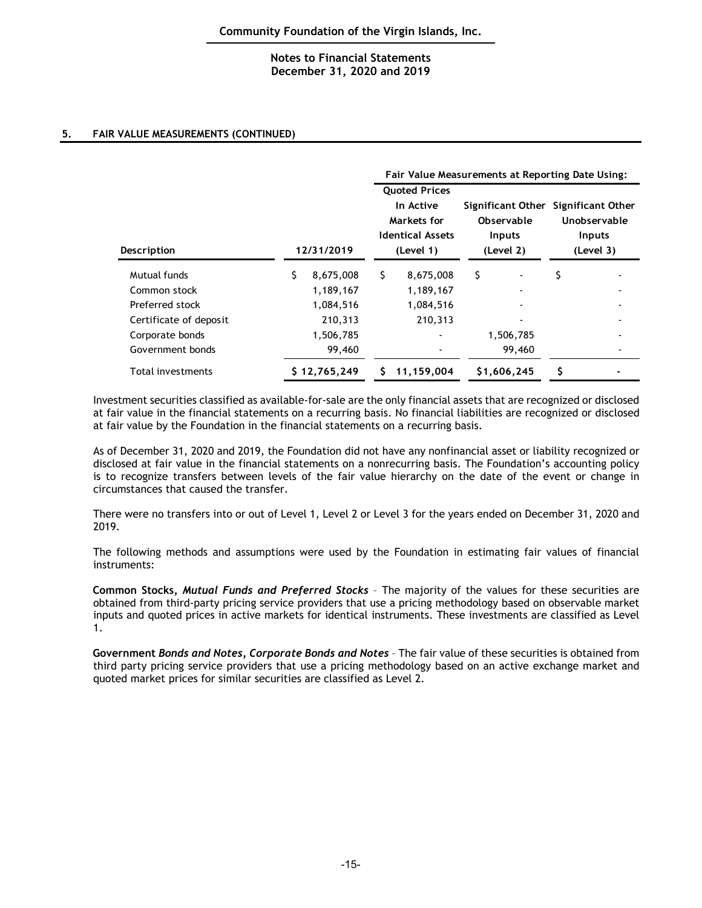## 5. FAIR VALUE MEASUREMENTS (CONTINUED)

| | | Fair Value Measurements at Reporting Date Using: | | |
|---|---|---|---|---|
| Description | 12/31/2019 | Quoted Prices In Active Markets for Identical Assets (Level 1) | Significant Other Observable Inputs (Level 2) | Significant Other Unobservable Inputs (Level 3) |
| Mutual funds | $ 8,675,008 | $ 8,675,008 | $ - | $ - |
| Common stock | 1,189,167 | 1,189,167 | - | - |
| Preferred stock | 1,084,516 | 1,084,516 | - | - |
| Certificate of deposit | 210,313 | 210,313 | - | - |
| Corporate bonds | 1,506,785 | - | 1,506,785 | - |
| Government bonds | 99,460 | - | 99,460 | - |
| Total investments | $ 12,765,249 | $ 11,159,004 | $1,606,245 | $ - |

Investment securities classified as available-for-sale are the only financial assets that are recognized or disclosed at fair value in the financial statements on a recurring basis. No financial liabilities are recognized or disclosed at fair value by the Foundation in the financial statements on a recurring basis.

As of December 31, 2020 and 2019, the Foundation did not have any nonfinancial asset or liability recognized or disclosed at fair value in the financial statements on a nonrecurring basis. The Foundation's accounting policy is to recognize transfers between levels of the fair value hierarchy on the date of the event or change in circumstances that caused the transfer.

There were no transfers into or out of Level 1, Level 2 or Level 3 for the years ended on December 31, 2020 and 2019.

The following methods and assumptions were used by the Foundation in estimating fair values of financial instruments:

**Common Stocks, *Mutual Funds and Preferred Stocks*** – The majority of the values for these securities are obtained from third-party pricing service providers that use a pricing methodology based on observable market inputs and quoted prices in active markets for identical instruments. These investments are classified as Level 1.

**Government *Bonds and Notes, Corporate Bonds and Notes*** – The fair value of these securities is obtained from third party pricing service providers that use a pricing methodology based on an active exchange market and quoted market prices for similar securities are classified as Level 2.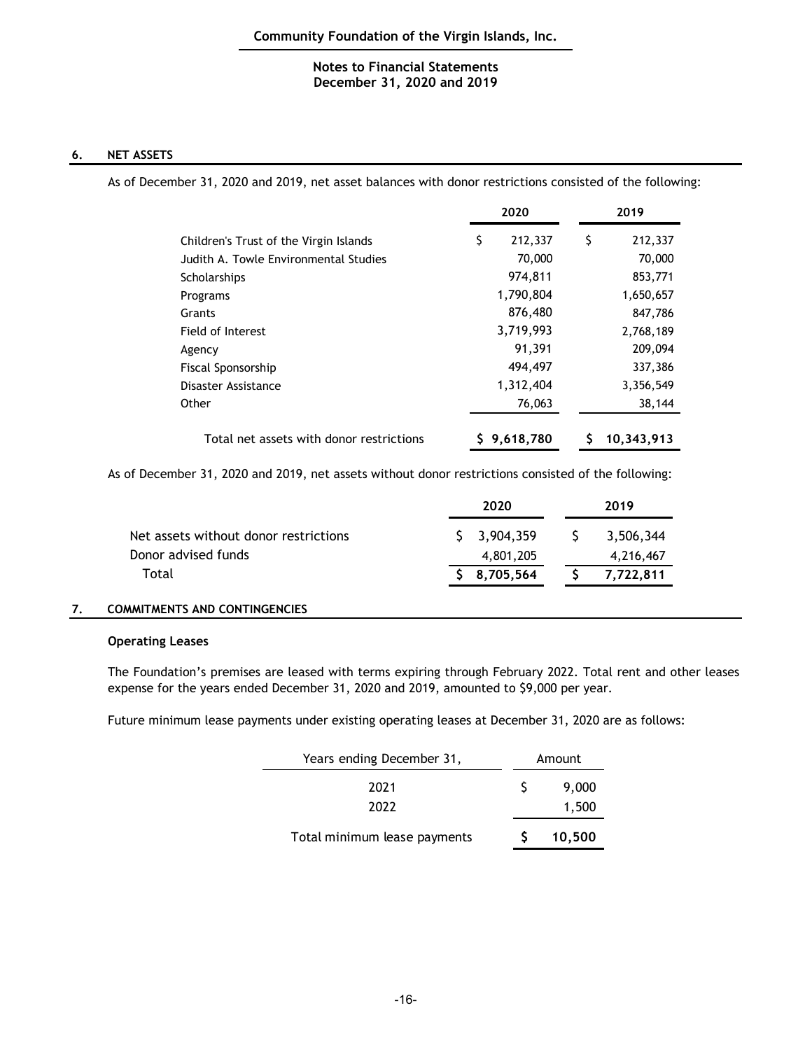## 6. NET ASSETS

As of December 31, 2020 and 2019, net asset balances with donor restrictions consisted of the following:

| | 2020 | 2019 |
|---|---|---|
| Children's Trust of the Virgin Islands | $ 212,337 | $ 212,337 |
| Judith A. Towle Environmental Studies | 70,000 | 70,000 |
| Scholarships | 974,811 | 853,771 |
| Programs | 1,790,804 | 1,650,657 |
| Grants | 876,480 | 847,786 |
| Field of Interest | 3,719,993 | 2,768,189 |
| Agency | 91,391 | 209,094 |
| Fiscal Sponsorship | 494,497 | 337,386 |
| Disaster Assistance | 1,312,404 | 3,356,549 |
| Other | 76,063 | 38,144 |
| **Total net assets with donor restrictions** | **$ 9,618,780** | **$ 10,343,913** |

As of December 31, 2020 and 2019, net assets without donor restrictions consisted of the following:

| | 2020 | 2019 |
|---|---|---|
| Net assets without donor restrictions | $ 3,904,359 | $ 3,506,344 |
| Donor advised funds | 4,801,205 | 4,216,467 |
| Total | **$ 8,705,564** | **$ 7,722,811** |

## 7. COMMITMENTS AND CONTINGENCIES

### Operating Leases

The Foundation's premises are leased with terms expiring through February 2022. Total rent and other leases expense for the years ended December 31, 2020 and 2019, amounted to $9,000 per year.

Future minimum lease payments under existing operating leases at December 31, 2020 are as follows:

| Years ending December 31, | Amount |
|---|---|
| 2021 | $ 9,000 |
| 2022 | 1,500 |
| Total minimum lease payments | **$ 10,500** |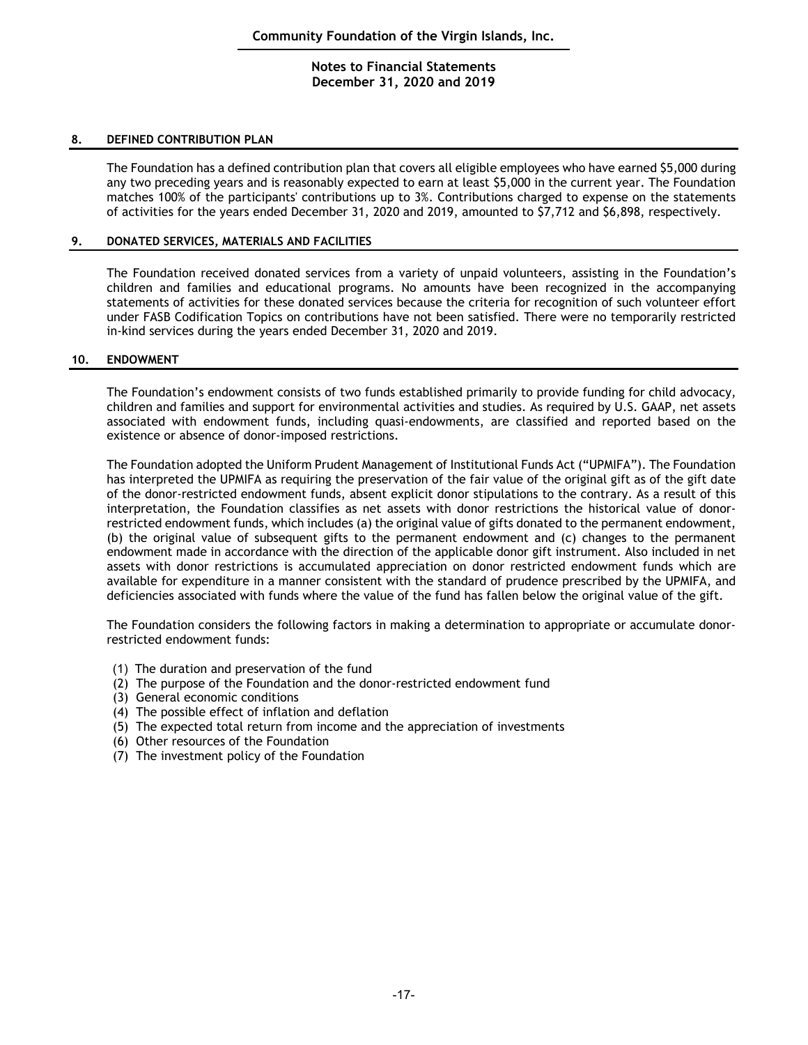## 8. DEFINED CONTRIBUTION PLAN

The Foundation has a defined contribution plan that covers all eligible employees who have earned $5,000 during any two preceding years and is reasonably expected to earn at least $5,000 in the current year. The Foundation matches 100% of the participants' contributions up to 3%. Contributions charged to expense on the statements of activities for the years ended December 31, 2020 and 2019, amounted to $7,712 and $6,898, respectively.

## 9. DONATED SERVICES, MATERIALS AND FACILITIES

The Foundation received donated services from a variety of unpaid volunteers, assisting in the Foundation's children and families and educational programs. No amounts have been recognized in the accompanying statements of activities for these donated services because the criteria for recognition of such volunteer effort under FASB Codification Topics on contributions have not been satisfied. There were no temporarily restricted in-kind services during the years ended December 31, 2020 and 2019.

## 10. ENDOWMENT

The Foundation's endowment consists of two funds established primarily to provide funding for child advocacy, children and families and support for environmental activities and studies. As required by U.S. GAAP, net assets associated with endowment funds, including quasi-endowments, are classified and reported based on the existence or absence of donor-imposed restrictions.

The Foundation adopted the Uniform Prudent Management of Institutional Funds Act ("UPMIFA"). The Foundation has interpreted the UPMIFA as requiring the preservation of the fair value of the original gift as of the gift date of the donor-restricted endowment funds, absent explicit donor stipulations to the contrary. As a result of this interpretation, the Foundation classifies as net assets with donor restrictions the historical value of donor-restricted endowment funds, which includes (a) the original value of gifts donated to the permanent endowment, (b) the original value of subsequent gifts to the permanent endowment and (c) changes to the permanent endowment made in accordance with the direction of the applicable donor gift instrument. Also included in net assets with donor restrictions is accumulated appreciation on donor restricted endowment funds which are available for expenditure in a manner consistent with the standard of prudence prescribed by the UPMIFA, and deficiencies associated with funds where the value of the fund has fallen below the original value of the gift.

The Foundation considers the following factors in making a determination to appropriate or accumulate donor-restricted endowment funds:

(1) The duration and preservation of the fund
(2) The purpose of the Foundation and the donor-restricted endowment fund
(3) General economic conditions
(4) The possible effect of inflation and deflation
(5) The expected total return from income and the appreciation of investments
(6) Other resources of the Foundation
(7) The investment policy of the Foundation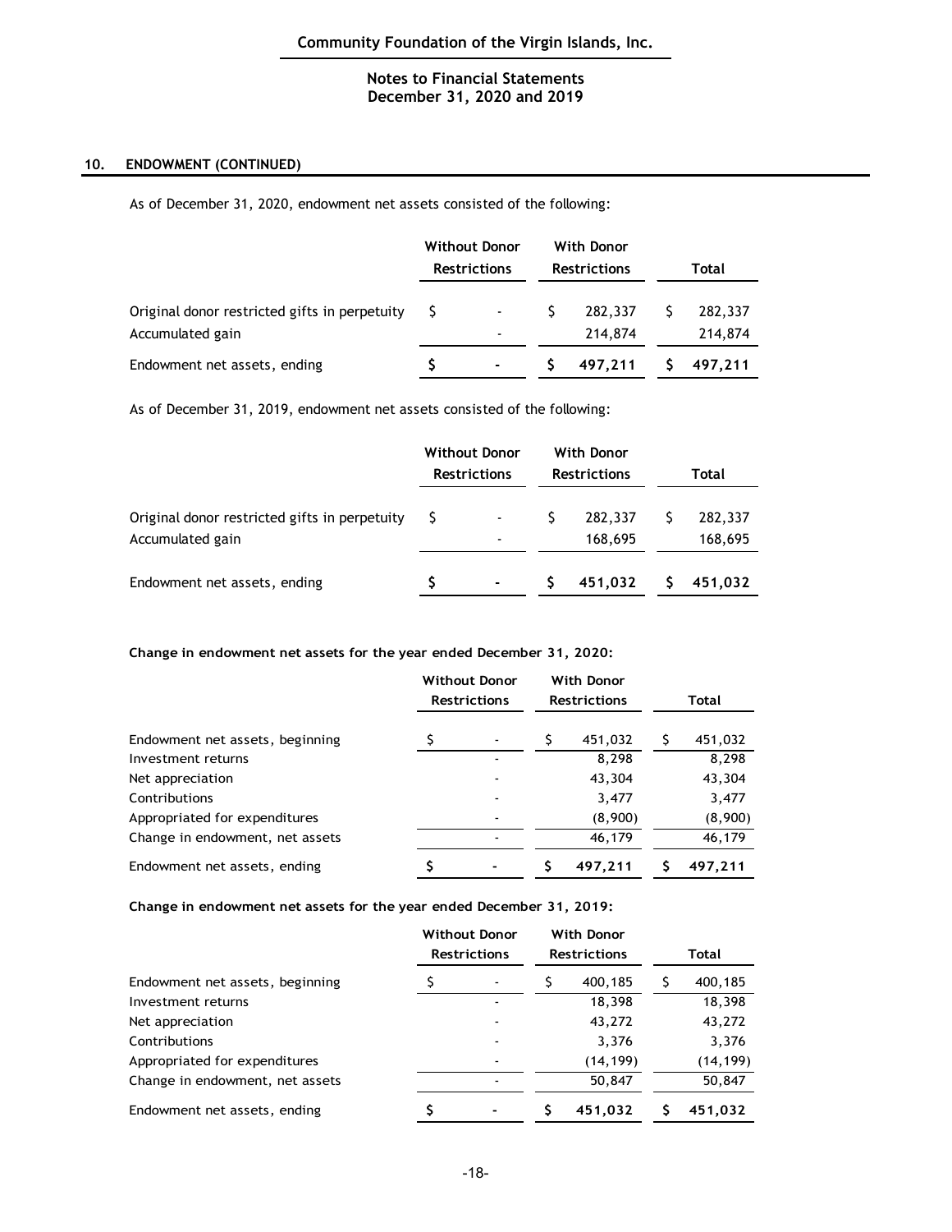## 10. ENDOWMENT (CONTINUED)

As of December 31, 2020, endowment net assets consisted of the following:

| | Without Donor Restrictions | With Donor Restrictions | Total |
|---|---|---|---|
| Original donor restricted gifts in perpetuity | $ - | $ 282,337 | $ 282,337 |
| Accumulated gain | - | 214,874 | 214,874 |
| Endowment net assets, ending | **$ -** | **$ 497,211** | **$ 497,211** |

As of December 31, 2019, endowment net assets consisted of the following:

| | Without Donor Restrictions | With Donor Restrictions | Total |
|---|---|---|---|
| Original donor restricted gifts in perpetuity | $ - | $ 282,337 | $ 282,337 |
| Accumulated gain | - | 168,695 | 168,695 |
| Endowment net assets, ending | **$ -** | **$ 451,032** | **$ 451,032** |

**Change in endowment net assets for the year ended December 31, 2020:**

| | Without Donor Restrictions | With Donor Restrictions | Total |
|---|---|---|---|
| Endowment net assets, beginning | $ - | $ 451,032 | $ 451,032 |
| Investment returns | - | 8,298 | 8,298 |
| Net appreciation | - | 43,304 | 43,304 |
| Contributions | - | 3,477 | 3,477 |
| Appropriated for expenditures | - | (8,900) | (8,900) |
| Change in endowment, net assets | - | 46,179 | 46,179 |
| Endowment net assets, ending | **$ -** | **$ 497,211** | **$ 497,211** |

**Change in endowment net assets for the year ended December 31, 2019:**

| | Without Donor Restrictions | With Donor Restrictions | Total |
|---|---|---|---|
| Endowment net assets, beginning | $ - | $ 400,185 | $ 400,185 |
| Investment returns | - | 18,398 | 18,398 |
| Net appreciation | - | 43,272 | 43,272 |
| Contributions | - | 3,376 | 3,376 |
| Appropriated for expenditures | - | (14,199) | (14,199) |
| Change in endowment, net assets | - | 50,847 | 50,847 |
| Endowment net assets, ending | **$ -** | **$ 451,032** | **$ 451,032** |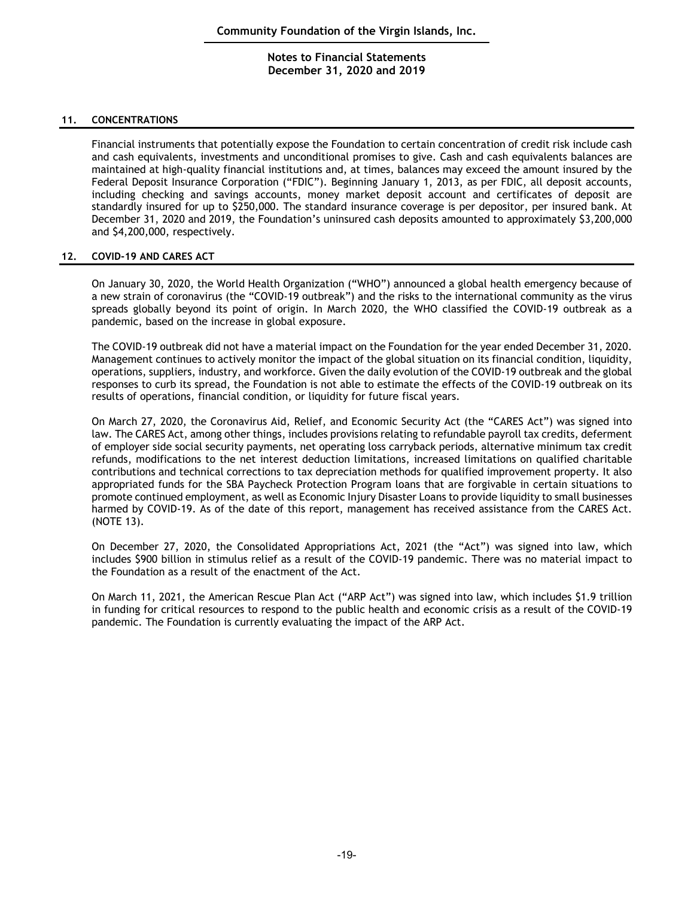## 11. CONCENTRATIONS

Financial instruments that potentially expose the Foundation to certain concentration of credit risk include cash and cash equivalents, investments and unconditional promises to give. Cash and cash equivalents balances are maintained at high-quality financial institutions and, at times, balances may exceed the amount insured by the Federal Deposit Insurance Corporation ("FDIC"). Beginning January 1, 2013, as per FDIC, all deposit accounts, including checking and savings accounts, money market deposit account and certificates of deposit are standardly insured for up to $250,000. The standard insurance coverage is per depositor, per insured bank. At December 31, 2020 and 2019, the Foundation's uninsured cash deposits amounted to approximately $3,200,000 and $4,200,000, respectively.

## 12. COVID-19 AND CARES ACT

On January 30, 2020, the World Health Organization ("WHO") announced a global health emergency because of a new strain of coronavirus (the "COVID-19 outbreak") and the risks to the international community as the virus spreads globally beyond its point of origin. In March 2020, the WHO classified the COVID-19 outbreak as a pandemic, based on the increase in global exposure.

The COVID-19 outbreak did not have a material impact on the Foundation for the year ended December 31, 2020. Management continues to actively monitor the impact of the global situation on its financial condition, liquidity, operations, suppliers, industry, and workforce. Given the daily evolution of the COVID-19 outbreak and the global responses to curb its spread, the Foundation is not able to estimate the effects of the COVID-19 outbreak on its results of operations, financial condition, or liquidity for future fiscal years.

On March 27, 2020, the Coronavirus Aid, Relief, and Economic Security Act (the "CARES Act") was signed into law. The CARES Act, among other things, includes provisions relating to refundable payroll tax credits, deferment of employer side social security payments, net operating loss carryback periods, alternative minimum tax credit refunds, modifications to the net interest deduction limitations, increased limitations on qualified charitable contributions and technical corrections to tax depreciation methods for qualified improvement property. It also appropriated funds for the SBA Paycheck Protection Program loans that are forgivable in certain situations to promote continued employment, as well as Economic Injury Disaster Loans to provide liquidity to small businesses harmed by COVID-19. As of the date of this report, management has received assistance from the CARES Act. (NOTE 13).

On December 27, 2020, the Consolidated Appropriations Act, 2021 (the "Act") was signed into law, which includes $900 billion in stimulus relief as a result of the COVID-19 pandemic. There was no material impact to the Foundation as a result of the enactment of the Act.

On March 11, 2021, the American Rescue Plan Act ("ARP Act") was signed into law, which includes $1.9 trillion in funding for critical resources to respond to the public health and economic crisis as a result of the COVID-19 pandemic. The Foundation is currently evaluating the impact of the ARP Act.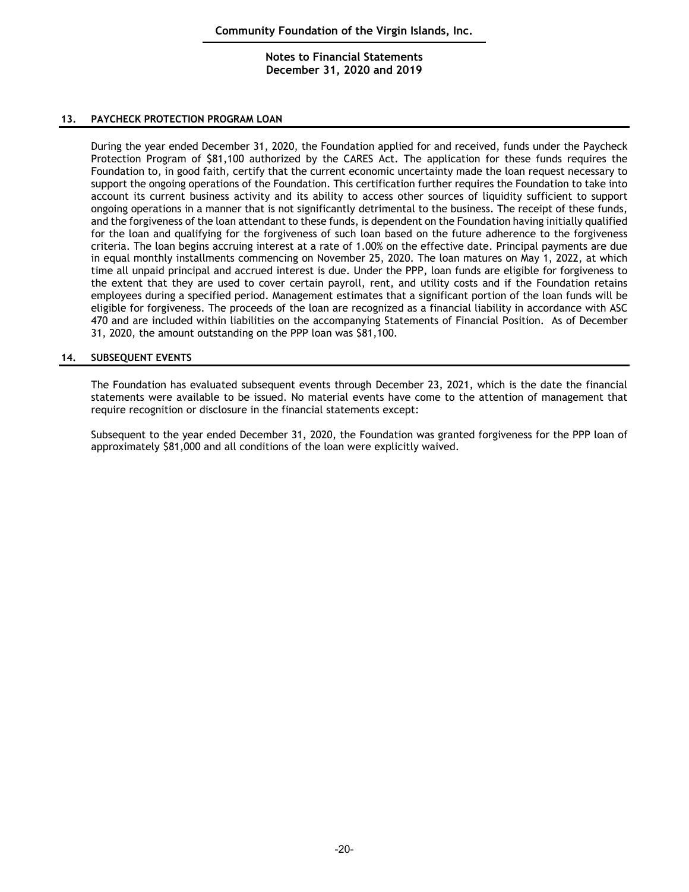## 13. PAYCHECK PROTECTION PROGRAM LOAN

During the year ended December 31, 2020, the Foundation applied for and received, funds under the Paycheck Protection Program of $81,100 authorized by the CARES Act. The application for these funds requires the Foundation to, in good faith, certify that the current economic uncertainty made the loan request necessary to support the ongoing operations of the Foundation. This certification further requires the Foundation to take into account its current business activity and its ability to access other sources of liquidity sufficient to support ongoing operations in a manner that is not significantly detrimental to the business. The receipt of these funds, and the forgiveness of the loan attendant to these funds, is dependent on the Foundation having initially qualified for the loan and qualifying for the forgiveness of such loan based on the future adherence to the forgiveness criteria. The loan begins accruing interest at a rate of 1.00% on the effective date. Principal payments are due in equal monthly installments commencing on November 25, 2020. The loan matures on May 1, 2022, at which time all unpaid principal and accrued interest is due. Under the PPP, loan funds are eligible for forgiveness to the extent that they are used to cover certain payroll, rent, and utility costs and if the Foundation retains employees during a specified period. Management estimates that a significant portion of the loan funds will be eligible for forgiveness. The proceeds of the loan are recognized as a financial liability in accordance with ASC 470 and are included within liabilities on the accompanying Statements of Financial Position. As of December 31, 2020, the amount outstanding on the PPP loan was $81,100.

## 14. SUBSEQUENT EVENTS

The Foundation has evaluated subsequent events through December 23, 2021, which is the date the financial statements were available to be issued. No material events have come to the attention of management that require recognition or disclosure in the financial statements except:

Subsequent to the year ended December 31, 2020, the Foundation was granted forgiveness for the PPP loan of approximately $81,000 and all conditions of the loan were explicitly waived.